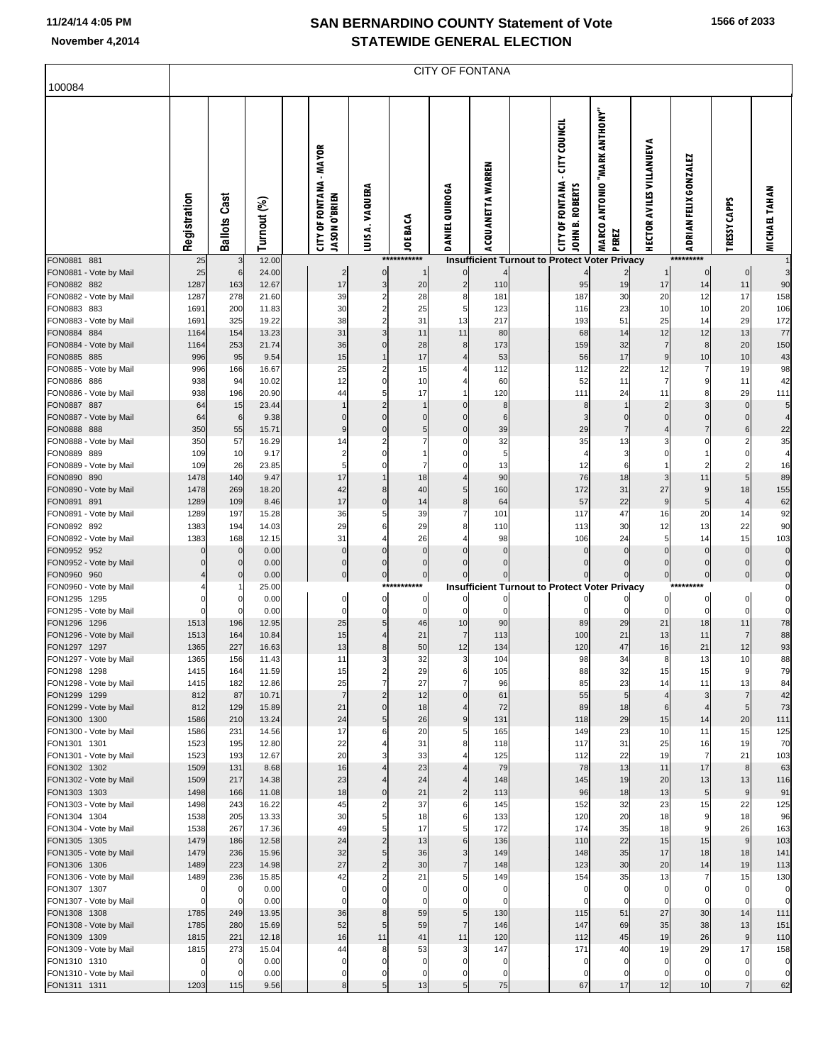# SAN BERNARDINO COUNTY Statement of Vote
## STATEWIDE GENERAL ELECTION

11/24/14 4:05 PM

November 4,2014

100084

CITY OF FONTANA

| | Registration | Ballots Cast | Turnout (%) | CITY OF FONTANA - MAYOR JASON O'BRIEN | LUIS A. VAQUERA | JOE BACA | DANIEL QUIROGA | ACQUANETTA WARREN | CITY OF FONTANA - CITY COUNCIL JOHN B. ROBERTS | MARCO ANTONIO "MARK ANTHONY" PEREZ | HECTOR AVILES VILLANUEVA | ADRIAN FELIX GONZALEZ | TRESSY CAPPS | MICHAEL TAHAN |
|---|---|---|---|---|---|---|---|---|---|---|---|---|---|---|
| FON0881 881 | 25 | 3 | 12.00 | | | *********** | Insufficient Turnout to Protect Voter Privacy | | | | | ********* | | 1 |
| FON0881 - Vote by Mail | 25 | 6 | 24.00 | 2 | 0 | 1 | 0 | 4 | 4 | 2 | 1 | 0 | 0 | 3 |
| FON0882 882 | 1287 | 163 | 12.67 | 17 | 3 | 20 | 2 | 110 | 95 | 19 | 17 | 14 | 11 | 90 |
| FON0882 - Vote by Mail | 1287 | 278 | 21.60 | 39 | 2 | 28 | 8 | 181 | 187 | 30 | 20 | 12 | 17 | 158 |
| FON0883 883 | 1691 | 200 | 11.83 | 30 | 2 | 25 | 5 | 123 | 116 | 23 | 10 | 10 | 20 | 106 |
| FON0883 - Vote by Mail | 1691 | 325 | 19.22 | 38 | 2 | 31 | 13 | 217 | 193 | 51 | 25 | 14 | 29 | 172 |
| FON0884 884 | 1164 | 154 | 13.23 | 31 | 3 | 11 | 11 | 80 | 68 | 14 | 12 | 12 | 13 | 77 |
| FON0884 - Vote by Mail | 1164 | 253 | 21.74 | 36 | 0 | 28 | 8 | 173 | 159 | 32 | 7 | 8 | 20 | 150 |
| FON0885 885 | 996 | 95 | 9.54 | 15 | 1 | 17 | 4 | 53 | 56 | 17 | 9 | 10 | 10 | 43 |
| FON0885 - Vote by Mail | 996 | 166 | 16.67 | 25 | 2 | 15 | 4 | 112 | 112 | 22 | 12 | 7 | 19 | 98 |
| FON0886 886 | 938 | 94 | 10.02 | 12 | 0 | 10 | 4 | 60 | 52 | 11 | 7 | 9 | 11 | 42 |
| FON0886 - Vote by Mail | 938 | 196 | 20.90 | 44 | 5 | 17 | 1 | 120 | 111 | 24 | 11 | 8 | 29 | 111 |
| FON0887 887 | 64 | 15 | 23.44 | 1 | 2 | 1 | 0 | 8 | 8 | 1 | 2 | 3 | 0 | 5 |
| FON0887 - Vote by Mail | 64 | 6 | 9.38 | 0 | 0 | 0 | 0 | 6 | 3 | 0 | 0 | 0 | 0 | 4 |
| FON0888 888 | 350 | 55 | 15.71 | 9 | 0 | 5 | 0 | 39 | 29 | 7 | 4 | 7 | 6 | 22 |
| FON0888 - Vote by Mail | 350 | 57 | 16.29 | 14 | 2 | 7 | 0 | 32 | 35 | 13 | 3 | 0 | 2 | 35 |
| FON0889 889 | 109 | 10 | 9.17 | 2 | 0 | 1 | 0 | 5 | 4 | 3 | 0 | 1 | 0 | 4 |
| FON0889 - Vote by Mail | 109 | 26 | 23.85 | 5 | 0 | 7 | 0 | 13 | 12 | 6 | 1 | 2 | 2 | 16 |
| FON0890 890 | 1478 | 140 | 9.47 | 17 | 1 | 18 | 4 | 90 | 76 | 18 | 3 | 11 | 5 | 89 |
| FON0890 - Vote by Mail | 1478 | 269 | 18.20 | 42 | 8 | 40 | 5 | 160 | 172 | 31 | 27 | 9 | 18 | 155 |
| FON0891 891 | 1289 | 109 | 8.46 | 17 | 0 | 14 | 8 | 64 | 57 | 22 | 9 | 5 | 4 | 62 |
| FON0891 - Vote by Mail | 1289 | 197 | 15.28 | 36 | 5 | 39 | 7 | 101 | 117 | 47 | 16 | 20 | 14 | 92 |
| FON0892 892 | 1383 | 194 | 14.03 | 29 | 6 | 29 | 8 | 110 | 113 | 30 | 12 | 13 | 22 | 90 |
| FON0892 - Vote by Mail | 1383 | 168 | 12.15 | 31 | 4 | 26 | 4 | 98 | 106 | 24 | 5 | 14 | 15 | 103 |
| FON0952 952 | 0 | 0 | 0.00 | 0 | 0 | 0 | 0 | 0 | 0 | 0 | 0 | 0 | 0 | 0 |
| FON0952 - Vote by Mail | 0 | 0 | 0.00 | 0 | 0 | 0 | 0 | 0 | 0 | 0 | 0 | 0 | 0 | 0 |
| FON0960 960 | 4 | 0 | 0.00 | 0 | 0 | 0 | 0 | 0 | 0 | 0 | 0 | 0 | 0 | 0 |
| FON0960 - Vote by Mail | 4 | 1 | 25.00 | | | *********** | Insufficient Turnout to Protect Voter Privacy | | | | | ********* | | 0 |
| FON1295 1295 | 0 | 0 | 0.00 | 0 | 0 | 0 | 0 | 0 | 0 | 0 | 0 | 0 | 0 | 0 |
| FON1295 - Vote by Mail | 0 | 0 | 0.00 | 0 | 0 | 0 | 0 | 0 | 0 | 0 | 0 | 0 | 0 | 0 |
| FON1296 1296 | 1513 | 196 | 12.95 | 25 | 5 | 46 | 10 | 90 | 89 | 29 | 21 | 18 | 11 | 78 |
| FON1296 - Vote by Mail | 1513 | 164 | 10.84 | 15 | 4 | 21 | 7 | 113 | 100 | 21 | 13 | 11 | 7 | 88 |
| FON1297 1297 | 1365 | 227 | 16.63 | 13 | 8 | 50 | 12 | 134 | 120 | 47 | 16 | 21 | 12 | 93 |
| FON1297 - Vote by Mail | 1365 | 156 | 11.43 | 11 | 3 | 32 | 3 | 104 | 98 | 34 | 8 | 13 | 10 | 88 |
| FON1298 1298 | 1415 | 164 | 11.59 | 15 | 2 | 29 | 6 | 105 | 88 | 32 | 15 | 15 | 9 | 79 |
| FON1298 - Vote by Mail | 1415 | 182 | 12.86 | 25 | 7 | 27 | 7 | 96 | 85 | 23 | 14 | 11 | 13 | 84 |
| FON1299 1299 | 812 | 87 | 10.71 | 7 | 2 | 12 | 0 | 61 | 55 | 5 | 4 | 3 | 7 | 42 |
| FON1299 - Vote by Mail | 812 | 129 | 15.89 | 21 | 0 | 18 | 4 | 72 | 89 | 18 | 6 | 4 | 5 | 73 |
| FON1300 1300 | 1586 | 210 | 13.24 | 24 | 5 | 26 | 9 | 131 | 118 | 29 | 15 | 14 | 20 | 111 |
| FON1300 - Vote by Mail | 1586 | 231 | 14.56 | 17 | 6 | 20 | 5 | 165 | 149 | 23 | 10 | 11 | 15 | 125 |
| FON1301 1301 | 1523 | 195 | 12.80 | 22 | 4 | 31 | 8 | 118 | 117 | 31 | 25 | 16 | 19 | 70 |
| FON1301 - Vote by Mail | 1523 | 193 | 12.67 | 20 | 3 | 33 | 4 | 125 | 112 | 22 | 19 | 7 | 21 | 103 |
| FON1302 1302 | 1509 | 131 | 8.68 | 16 | 4 | 23 | 4 | 79 | 78 | 13 | 11 | 17 | 8 | 63 |
| FON1302 - Vote by Mail | 1509 | 217 | 14.38 | 23 | 4 | 24 | 4 | 148 | 145 | 19 | 20 | 13 | 13 | 116 |
| FON1303 1303 | 1498 | 166 | 11.08 | 18 | 0 | 21 | 2 | 113 | 96 | 18 | 13 | 5 | 9 | 91 |
| FON1303 - Vote by Mail | 1498 | 243 | 16.22 | 45 | 2 | 37 | 6 | 145 | 152 | 32 | 23 | 15 | 22 | 125 |
| FON1304 1304 | 1538 | 205 | 13.33 | 30 | 5 | 18 | 6 | 133 | 120 | 20 | 18 | 9 | 18 | 96 |
| FON1304 - Vote by Mail | 1538 | 267 | 17.36 | 49 | 5 | 17 | 5 | 172 | 174 | 35 | 18 | 9 | 26 | 163 |
| FON1305 1305 | 1479 | 186 | 12.58 | 24 | 2 | 13 | 6 | 136 | 110 | 22 | 15 | 15 | 9 | 103 |
| FON1305 - Vote by Mail | 1479 | 236 | 15.96 | 32 | 5 | 36 | 3 | 149 | 148 | 35 | 17 | 18 | 18 | 141 |
| FON1306 1306 | 1489 | 223 | 14.98 | 27 | 2 | 30 | 7 | 148 | 123 | 30 | 20 | 14 | 19 | 113 |
| FON1306 - Vote by Mail | 1489 | 236 | 15.85 | 42 | 2 | 21 | 5 | 149 | 154 | 35 | 13 | 7 | 15 | 130 |
| FON1307 1307 | 0 | 0 | 0.00 | 0 | 0 | 0 | 0 | 0 | 0 | 0 | 0 | 0 | 0 | 0 |
| FON1307 - Vote by Mail | 0 | 0 | 0.00 | 0 | 0 | 0 | 0 | 0 | 0 | 0 | 0 | 0 | 0 | 0 |
| FON1308 1308 | 1785 | 249 | 13.95 | 36 | 8 | 59 | 5 | 130 | 115 | 51 | 27 | 30 | 14 | 111 |
| FON1308 - Vote by Mail | 1785 | 280 | 15.69 | 52 | 5 | 59 | 7 | 146 | 147 | 69 | 35 | 38 | 13 | 151 |
| FON1309 1309 | 1815 | 221 | 12.18 | 16 | 11 | 41 | 11 | 120 | 112 | 45 | 19 | 26 | 9 | 110 |
| FON1309 - Vote by Mail | 1815 | 273 | 15.04 | 44 | 8 | 53 | 3 | 147 | 171 | 40 | 19 | 29 | 17 | 158 |
| FON1310 1310 | 0 | 0 | 0.00 | 0 | 0 | 0 | 0 | 0 | 0 | 0 | 0 | 0 | 0 | 0 |
| FON1310 - Vote by Mail | 0 | 0 | 0.00 | 0 | 0 | 0 | 0 | 0 | 0 | 0 | 0 | 0 | 0 | 0 |
| FON1311 1311 | 1203 | 115 | 9.56 | 8 | 5 | 13 | 5 | 75 | 67 | 17 | 12 | 10 | 7 | 62 |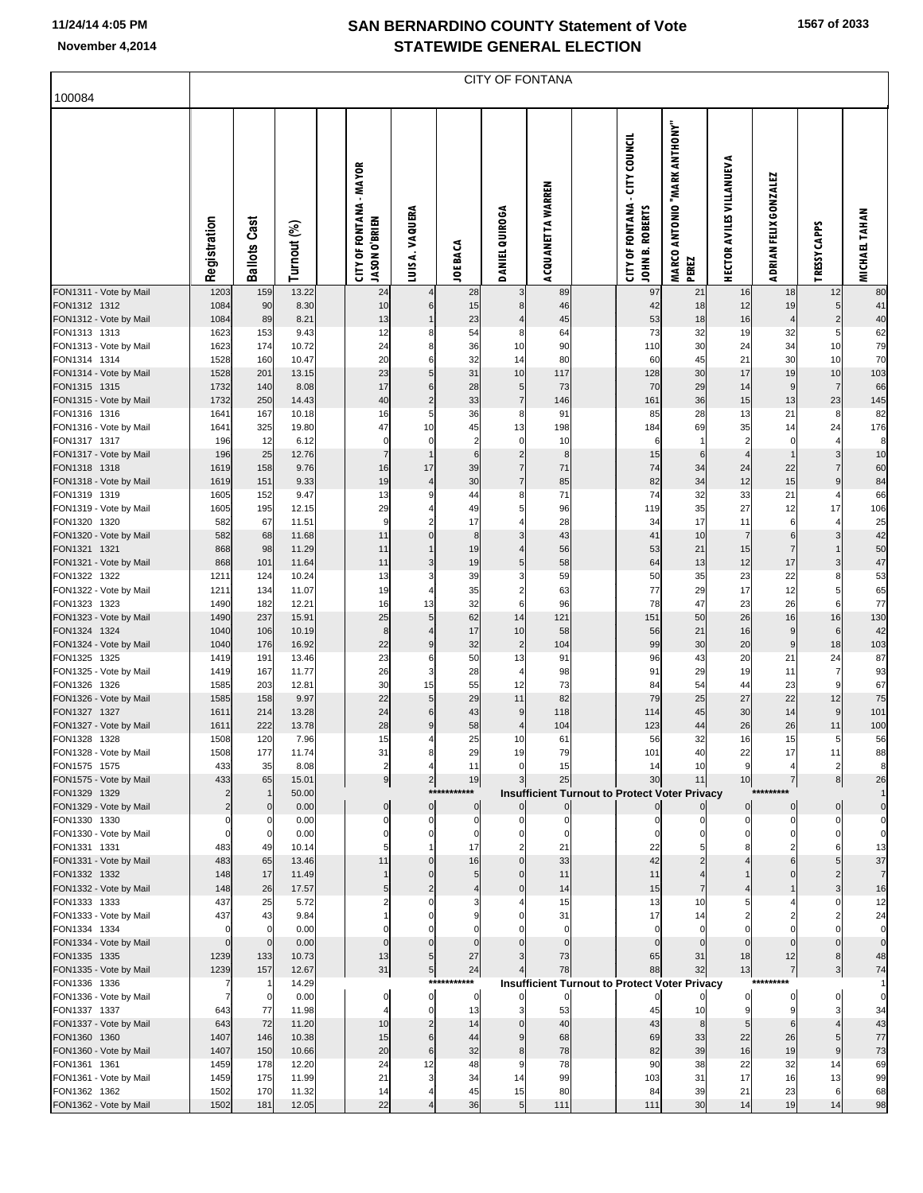# SAN BERNARDINO COUNTY Statement of Vote
## STATEWIDE GENERAL ELECTION

11/24/14 4:05 PM
November 4,2014

100084

CITY OF FONTANA

| | Registration | Ballots Cast | Turnout (%) | | CITY OF FONTANA - MAYOR JASON O'BRIEN | LUIS A. VAQUERA | JOE BACA | DANIEL QUIROGA | ACQUANETTA WARREN | | CITY OF FONTANA - CITY COUNCIL JOHN B. ROBERTS | MARCO ANTONIO "MARK ANTHONY" PEREZ | HECTOR AVILES VILLANUEVA | ADRIAN FELIX GONZALEZ | TRESSY CAPPS | MICHAEL TAHAN |
|---|---|---|---|---|---|---|---|---|---|---|---|---|---|---|---|---|
| FON1311 - Vote by Mail | 1203 | 159 | 13.22 | | 24 | 4 | 28 | 3 | 89 | | 97 | 21 | 16 | 18 | 12 | 80 |
| FON1312 1312 | 1084 | 90 | 8.30 | | 10 | 6 | 15 | 8 | 46 | | 42 | 18 | 12 | 19 | 5 | 41 |
| FON1312 - Vote by Mail | 1084 | 89 | 8.21 | | 13 | 1 | 23 | 4 | 45 | | 53 | 18 | 16 | 4 | 2 | 40 |
| FON1313 1313 | 1623 | 153 | 9.43 | | 12 | 8 | 54 | 8 | 64 | | 73 | 32 | 19 | 32 | 5 | 62 |
| FON1313 - Vote by Mail | 1623 | 174 | 10.72 | | 24 | 8 | 36 | 10 | 90 | | 110 | 30 | 24 | 34 | 10 | 79 |
| FON1314 1314 | 1528 | 160 | 10.47 | | 20 | 6 | 32 | 14 | 80 | | 60 | 45 | 21 | 30 | 10 | 70 |
| FON1314 - Vote by Mail | 1528 | 201 | 13.15 | | 23 | 5 | 31 | 10 | 117 | | 128 | 30 | 17 | 19 | 10 | 103 |
| FON1315 1315 | 1732 | 140 | 8.08 | | 17 | 6 | 28 | 5 | 73 | | 70 | 29 | 14 | 9 | 7 | 66 |
| FON1315 - Vote by Mail | 1732 | 250 | 14.43 | | 40 | 2 | 33 | 7 | 146 | | 161 | 36 | 15 | 13 | 23 | 145 |
| FON1316 1316 | 1641 | 167 | 10.18 | | 16 | 5 | 36 | 8 | 91 | | 85 | 28 | 13 | 21 | 8 | 82 |
| FON1316 - Vote by Mail | 1641 | 325 | 19.80 | | 47 | 10 | 45 | 13 | 198 | | 184 | 69 | 35 | 14 | 24 | 176 |
| FON1317 1317 | 196 | 12 | 6.12 | | 0 | 0 | 2 | 0 | 10 | | 6 | 1 | 2 | 0 | 4 | 8 |
| FON1317 - Vote by Mail | 196 | 25 | 12.76 | | 7 | 1 | 6 | 2 | 8 | | 15 | 6 | 4 | 1 | 3 | 10 |
| FON1318 1318 | 1619 | 158 | 9.76 | | 16 | 17 | 39 | 7 | 71 | | 74 | 34 | 24 | 22 | 7 | 60 |
| FON1318 - Vote by Mail | 1619 | 151 | 9.33 | | 19 | 4 | 30 | 7 | 85 | | 82 | 34 | 12 | 15 | 9 | 84 |
| FON1319 1319 | 1605 | 152 | 9.47 | | 13 | 9 | 44 | 8 | 71 | | 74 | 32 | 33 | 21 | 4 | 66 |
| FON1319 - Vote by Mail | 1605 | 195 | 12.15 | | 29 | 4 | 49 | 5 | 96 | | 119 | 35 | 27 | 12 | 17 | 106 |
| FON1320 1320 | 582 | 67 | 11.51 | | 9 | 2 | 17 | 4 | 28 | | 34 | 17 | 11 | 6 | 4 | 25 |
| FON1320 - Vote by Mail | 582 | 68 | 11.68 | | 11 | 0 | 8 | 3 | 43 | | 41 | 10 | 7 | 6 | 3 | 42 |
| FON1321 1321 | 868 | 98 | 11.29 | | 11 | 1 | 19 | 4 | 56 | | 53 | 21 | 15 | 7 | 1 | 50 |
| FON1321 - Vote by Mail | 868 | 101 | 11.64 | | 11 | 3 | 19 | 5 | 58 | | 64 | 13 | 12 | 17 | 3 | 47 |
| FON1322 1322 | 1211 | 124 | 10.24 | | 13 | 3 | 39 | 3 | 59 | | 50 | 35 | 23 | 22 | 8 | 53 |
| FON1322 - Vote by Mail | 1211 | 134 | 11.07 | | 19 | 4 | 35 | 2 | 63 | | 77 | 29 | 17 | 12 | 5 | 65 |
| FON1323 1323 | 1490 | 182 | 12.21 | | 16 | 13 | 32 | 6 | 96 | | 78 | 47 | 23 | 26 | 6 | 77 |
| FON1323 - Vote by Mail | 1490 | 237 | 15.91 | | 25 | 5 | 62 | 14 | 121 | | 151 | 50 | 26 | 16 | 16 | 130 |
| FON1324 1324 | 1040 | 106 | 10.19 | | 8 | 4 | 17 | 10 | 58 | | 56 | 21 | 16 | 9 | 6 | 42 |
| FON1324 - Vote by Mail | 1040 | 176 | 16.92 | | 22 | 9 | 32 | 2 | 104 | | 99 | 30 | 20 | 9 | 18 | 103 |
| FON1325 1325 | 1419 | 191 | 13.46 | | 23 | 6 | 50 | 13 | 91 | | 96 | 43 | 20 | 21 | 24 | 87 |
| FON1325 - Vote by Mail | 1419 | 167 | 11.77 | | 26 | 3 | 28 | 4 | 98 | | 91 | 29 | 19 | 11 | 7 | 93 |
| FON1326 1326 | 1585 | 203 | 12.81 | | 30 | 15 | 55 | 12 | 73 | | 84 | 54 | 44 | 23 | 9 | 67 |
| FON1326 - Vote by Mail | 1585 | 158 | 9.97 | | 22 | 5 | 29 | 11 | 82 | | 79 | 25 | 27 | 22 | 12 | 75 |
| FON1327 1327 | 1611 | 214 | 13.28 | | 24 | 6 | 43 | 9 | 118 | | 114 | 45 | 30 | 14 | 9 | 101 |
| FON1327 - Vote by Mail | 1611 | 222 | 13.78 | | 28 | 9 | 58 | 4 | 104 | | 123 | 44 | 26 | 26 | 11 | 100 |
| FON1328 1328 | 1508 | 120 | 7.96 | | 15 | 4 | 25 | 10 | 61 | | 56 | 32 | 16 | 15 | 5 | 56 |
| FON1328 - Vote by Mail | 1508 | 177 | 11.74 | | 31 | 8 | 29 | 19 | 79 | | 101 | 40 | 22 | 17 | 11 | 88 |
| FON1575 1575 | 433 | 35 | 8.08 | | 2 | 4 | 11 | 0 | 15 | | 14 | 10 | 9 | 4 | 2 | 8 |
| FON1575 - Vote by Mail | 433 | 65 | 15.01 | | 9 | 2 | 19 | 3 | 25 | | 30 | 11 | 10 | 7 | 8 | 26 |
| FON1329 1329 | 2 | 1 | 50.00 | | | *********** | Insufficient Turnout to Protect Voter Privacy | | | | | | ********* | | | 1 |
| FON1329 - Vote by Mail | 2 | 0 | 0.00 | | 0 | 0 | 0 | 0 | 0 | | 0 | 0 | 0 | 0 | 0 | 0 |
| FON1330 1330 | 0 | 0 | 0.00 | | 0 | 0 | 0 | 0 | 0 | | 0 | 0 | 0 | 0 | 0 | 0 |
| FON1330 - Vote by Mail | 0 | 0 | 0.00 | | 0 | 0 | 0 | 0 | 0 | | 0 | 0 | 0 | 0 | 0 | 0 |
| FON1331 1331 | 483 | 49 | 10.14 | | 5 | 1 | 17 | 2 | 21 | | 22 | 5 | 8 | 2 | 6 | 13 |
| FON1331 - Vote by Mail | 483 | 65 | 13.46 | | 11 | 0 | 16 | 0 | 33 | | 42 | 2 | 4 | 6 | 5 | 37 |
| FON1332 1332 | 148 | 17 | 11.49 | | 1 | 0 | 5 | 0 | 11 | | 11 | 4 | 1 | 0 | 2 | 7 |
| FON1332 - Vote by Mail | 148 | 26 | 17.57 | | 5 | 2 | 4 | 0 | 14 | | 15 | 7 | 4 | 1 | 3 | 16 |
| FON1333 1333 | 437 | 25 | 5.72 | | 2 | 0 | 3 | 4 | 15 | | 13 | 10 | 5 | 4 | 0 | 12 |
| FON1333 - Vote by Mail | 437 | 43 | 9.84 | | 1 | 0 | 9 | 0 | 31 | | 17 | 14 | 2 | 2 | 2 | 24 |
| FON1334 1334 | 0 | 0 | 0.00 | | 0 | 0 | 0 | 0 | 0 | | 0 | 0 | 0 | 0 | 0 | 0 |
| FON1334 - Vote by Mail | 0 | 0 | 0.00 | | 0 | 0 | 0 | 0 | 0 | | 0 | 0 | 0 | 0 | 0 | 0 |
| FON1335 1335 | 1239 | 133 | 10.73 | | 13 | 5 | 27 | 3 | 73 | | 65 | 31 | 18 | 12 | 8 | 48 |
| FON1335 - Vote by Mail | 1239 | 157 | 12.67 | | 31 | 5 | 24 | 4 | 78 | | 88 | 32 | 13 | 7 | 3 | 74 |
| FON1336 1336 | 7 | 1 | 14.29 | | | *********** | Insufficient Turnout to Protect Voter Privacy | | | | | | ********* | | | 1 |
| FON1336 - Vote by Mail | 7 | 0 | 0.00 | | 0 | 0 | 0 | 0 | 0 | | 0 | 0 | 0 | 0 | 0 | 0 |
| FON1337 1337 | 643 | 77 | 11.98 | | 4 | 0 | 13 | 3 | 53 | | 45 | 10 | 9 | 9 | 3 | 34 |
| FON1337 - Vote by Mail | 643 | 72 | 11.20 | | 10 | 2 | 14 | 0 | 40 | | 43 | 8 | 5 | 6 | 4 | 43 |
| FON1360 1360 | 1407 | 146 | 10.38 | | 15 | 6 | 44 | 9 | 68 | | 69 | 33 | 22 | 26 | 5 | 77 |
| FON1360 - Vote by Mail | 1407 | 150 | 10.66 | | 20 | 6 | 32 | 8 | 78 | | 82 | 39 | 16 | 19 | 9 | 73 |
| FON1361 1361 | 1459 | 178 | 12.20 | | 24 | 12 | 48 | 9 | 78 | | 90 | 38 | 22 | 32 | 14 | 69 |
| FON1361 - Vote by Mail | 1459 | 175 | 11.99 | | 21 | 3 | 34 | 14 | 99 | | 103 | 31 | 17 | 16 | 13 | 99 |
| FON1362 1362 | 1502 | 170 | 11.32 | | 14 | 4 | 45 | 15 | 80 | | 84 | 39 | 21 | 23 | 6 | 68 |
| FON1362 - Vote by Mail | 1502 | 181 | 12.05 | | 22 | 4 | 36 | 5 | 111 | | 111 | 30 | 14 | 19 | 14 | 98 |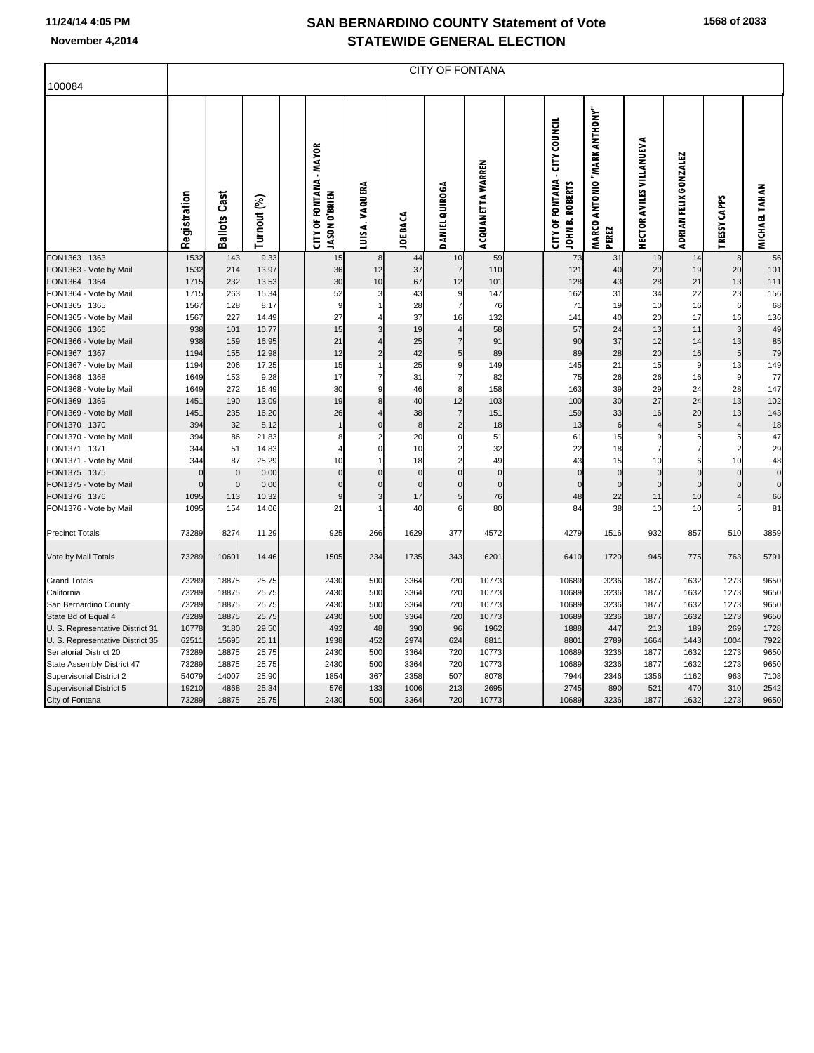# SAN BERNARDINO COUNTY Statement of Vote

## STATEWIDE GENERAL ELECTION

11/24/14 4:05 PM

November 4,2014

| 100084 | CITY OF FONTANA | | | | | | | | | | | | | | | |
|---|---|---|---|---|---|---|---|---|---|---|---|---|---|---|---|---|
| | Registration | Ballots Cast | Turnout (%) | | CITY OF FONTANA - MAYOR JASON O'BRIEN | LUIS A. VAQUERA | JOE BACA | DANIEL QUIROGA | ACQUANETTA WARREN | | CITY OF FONTANA - CITY COUNCIL JOHN B. ROBERTS | MARCO ANTONIO "MARK ANTHONY" PEREZ | HECTOR AVILES VILLANUEVA | ADRIAN FELIX GONZALEZ | TRESSY CAPPS | MICHAEL TAHAN |
| FON1363 1363 | 1532 | 143 | 9.33 | | 15 | 8 | 44 | 10 | 59 | | 73 | 31 | 19 | 14 | 8 | 56 |
| FON1363 - Vote by Mail | 1532 | 214 | 13.97 | | 36 | 12 | 37 | 7 | 110 | | 121 | 40 | 20 | 19 | 20 | 101 |
| FON1364 1364 | 1715 | 232 | 13.53 | | 30 | 10 | 67 | 12 | 101 | | 128 | 43 | 28 | 21 | 13 | 111 |
| FON1364 - Vote by Mail | 1715 | 263 | 15.34 | | 52 | 3 | 43 | 9 | 147 | | 162 | 31 | 34 | 22 | 23 | 156 |
| FON1365 1365 | 1567 | 128 | 8.17 | | 9 | 1 | 28 | 7 | 76 | | 71 | 19 | 10 | 16 | 6 | 68 |
| FON1365 - Vote by Mail | 1567 | 227 | 14.49 | | 27 | 4 | 37 | 16 | 132 | | 141 | 40 | 20 | 17 | 16 | 136 |
| FON1366 1366 | 938 | 101 | 10.77 | | 15 | 3 | 19 | 4 | 58 | | 57 | 24 | 13 | 11 | 3 | 49 |
| FON1366 - Vote by Mail | 938 | 159 | 16.95 | | 21 | 4 | 25 | 7 | 91 | | 90 | 37 | 12 | 14 | 13 | 85 |
| FON1367 1367 | 1194 | 155 | 12.98 | | 12 | 2 | 42 | 5 | 89 | | 89 | 28 | 20 | 16 | 5 | 79 |
| FON1367 - Vote by Mail | 1194 | 206 | 17.25 | | 15 | 1 | 25 | 9 | 149 | | 145 | 21 | 15 | 9 | 13 | 149 |
| FON1368 1368 | 1649 | 153 | 9.28 | | 17 | 7 | 31 | 7 | 82 | | 75 | 26 | 26 | 16 | 9 | 77 |
| FON1368 - Vote by Mail | 1649 | 272 | 16.49 | | 30 | 9 | 46 | 8 | 158 | | 163 | 39 | 29 | 24 | 28 | 147 |
| FON1369 1369 | 1451 | 190 | 13.09 | | 19 | 8 | 40 | 12 | 103 | | 100 | 30 | 27 | 24 | 13 | 102 |
| FON1369 - Vote by Mail | 1451 | 235 | 16.20 | | 26 | 4 | 38 | 7 | 151 | | 159 | 33 | 16 | 20 | 13 | 143 |
| FON1370 1370 | 394 | 32 | 8.12 | | 1 | 0 | 8 | 2 | 18 | | 13 | 6 | 4 | 5 | 4 | 18 |
| FON1370 - Vote by Mail | 394 | 86 | 21.83 | | 8 | 2 | 20 | 0 | 51 | | 61 | 15 | 9 | 5 | 5 | 47 |
| FON1371 1371 | 344 | 51 | 14.83 | | 4 | 0 | 10 | 2 | 32 | | 22 | 18 | 7 | 7 | 2 | 29 |
| FON1371 - Vote by Mail | 344 | 87 | 25.29 | | 10 | 1 | 18 | 2 | 49 | | 43 | 15 | 10 | 6 | 10 | 48 |
| FON1375 1375 | 0 | 0 | 0.00 | | 0 | 0 | 0 | 0 | 0 | | 0 | 0 | 0 | 0 | 0 | 0 |
| FON1375 - Vote by Mail | 0 | 0 | 0.00 | | 0 | 0 | 0 | 0 | 0 | | 0 | 0 | 0 | 0 | 0 | 0 |
| FON1376 1376 | 1095 | 113 | 10.32 | | 9 | 3 | 17 | 5 | 76 | | 48 | 22 | 11 | 10 | 4 | 66 |
| FON1376 - Vote by Mail | 1095 | 154 | 14.06 | | 21 | 1 | 40 | 6 | 80 | | 84 | 38 | 10 | 10 | 5 | 81 |
| Precinct Totals | 73289 | 8274 | 11.29 | | 925 | 266 | 1629 | 377 | 4572 | | 4279 | 1516 | 932 | 857 | 510 | 3859 |
| Vote by Mail Totals | 73289 | 10601 | 14.46 | | 1505 | 234 | 1735 | 343 | 6201 | | 6410 | 1720 | 945 | 775 | 763 | 5791 |
| Grand Totals | 73289 | 18875 | 25.75 | | 2430 | 500 | 3364 | 720 | 10773 | | 10689 | 3236 | 1877 | 1632 | 1273 | 9650 |
| California | 73289 | 18875 | 25.75 | | 2430 | 500 | 3364 | 720 | 10773 | | 10689 | 3236 | 1877 | 1632 | 1273 | 9650 |
| San Bernardino County | 73289 | 18875 | 25.75 | | 2430 | 500 | 3364 | 720 | 10773 | | 10689 | 3236 | 1877 | 1632 | 1273 | 9650 |
| State Bd of Equal 4 | 73289 | 18875 | 25.75 | | 2430 | 500 | 3364 | 720 | 10773 | | 10689 | 3236 | 1877 | 1632 | 1273 | 9650 |
| U. S. Representative District 31 | 10778 | 3180 | 29.50 | | 492 | 48 | 390 | 96 | 1962 | | 1888 | 447 | 213 | 189 | 269 | 1728 |
| U. S. Representative District 35 | 62511 | 15695 | 25.11 | | 1938 | 452 | 2974 | 624 | 8811 | | 8801 | 2789 | 1664 | 1443 | 1004 | 7922 |
| Senatorial District 20 | 73289 | 18875 | 25.75 | | 2430 | 500 | 3364 | 720 | 10773 | | 10689 | 3236 | 1877 | 1632 | 1273 | 9650 |
| State Assembly District 47 | 73289 | 18875 | 25.75 | | 2430 | 500 | 3364 | 720 | 10773 | | 10689 | 3236 | 1877 | 1632 | 1273 | 9650 |
| Supervisorial District 2 | 54079 | 14007 | 25.90 | | 1854 | 367 | 2358 | 507 | 8078 | | 7944 | 2346 | 1356 | 1162 | 963 | 7108 |
| Supervisorial District 5 | 19210 | 4868 | 25.34 | | 576 | 133 | 1006 | 213 | 2695 | | 2745 | 890 | 521 | 470 | 310 | 2542 |
| City of Fontana | 73289 | 18875 | 25.75 | | 2430 | 500 | 3364 | 720 | 10773 | | 10689 | 3236 | 1877 | 1632 | 1273 | 9650 |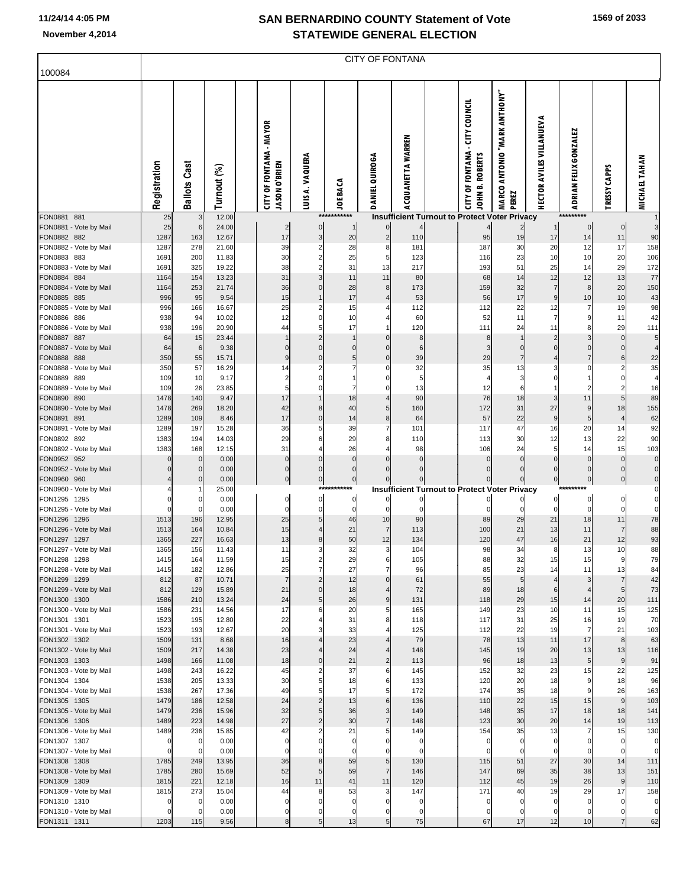# SAN BERNARDINO COUNTY Statement of Vote
## STATEWIDE GENERAL ELECTION

11/24/14 4:05 PM
November 4,2014

100084

CITY OF FONTANA

| | Registration | Ballots Cast | Turnout (%) | | CITY OF FONTANA - MAYOR JASON O'BRIEN | LUIS A. VAQUERA | JOE BACA | DANIEL QUIROGA | ACQUANETTA WARREN | | CITY OF FONTANA - CITY COUNCIL JOHN B. ROBERTS | MARCO ANTONIO "MARK ANTHONY" PEREZ | HECTOR AVILES VILLANUEVA | ADRIAN FELIX GONZALEZ | TRESSY CAPPS | MICHAEL TAHAN |
|---|---|---|---|---|---|---|---|---|---|---|---|---|---|---|---|---|
| FON0881 881 | 25 | 3 | 12.00 | | | | *********** | Insufficient Turnout to Protect Voter Privacy | | | | | | ********* | | 1 |
| FON0881 - Vote by Mail | 25 | 6 | 24.00 | | 2 | 0 | 1 | 0 | 4 | | 4 | 2 | 1 | 0 | 0 | 3 |
| FON0882 882 | 1287 | 163 | 12.67 | | 17 | 3 | 20 | 2 | 110 | | 95 | 19 | 17 | 14 | 11 | 90 |
| FON0882 - Vote by Mail | 1287 | 278 | 21.60 | | 39 | 2 | 28 | 8 | 181 | | 187 | 30 | 20 | 12 | 17 | 158 |
| FON0883 883 | 1691 | 200 | 11.83 | | 30 | 2 | 25 | 5 | 123 | | 116 | 23 | 10 | 10 | 20 | 106 |
| FON0883 - Vote by Mail | 1691 | 325 | 19.22 | | 38 | 2 | 31 | 13 | 217 | | 193 | 51 | 25 | 14 | 29 | 172 |
| FON0884 884 | 1164 | 154 | 13.23 | | 31 | 3 | 11 | 11 | 80 | | 68 | 14 | 12 | 12 | 13 | 77 |
| FON0884 - Vote by Mail | 1164 | 253 | 21.74 | | 36 | 0 | 28 | 8 | 173 | | 159 | 32 | 7 | 8 | 20 | 150 |
| FON0885 885 | 996 | 95 | 9.54 | | 15 | 1 | 17 | 4 | 53 | | 56 | 17 | 9 | 10 | 10 | 43 |
| FON0885 - Vote by Mail | 996 | 166 | 16.67 | | 25 | 2 | 15 | 4 | 112 | | 112 | 22 | 12 | 7 | 19 | 98 |
| FON0886 886 | 938 | 94 | 10.02 | | 12 | 0 | 10 | 4 | 60 | | 52 | 11 | 7 | 9 | 11 | 42 |
| FON0886 - Vote by Mail | 938 | 196 | 20.90 | | 44 | 5 | 17 | 1 | 120 | | 111 | 24 | 11 | 8 | 29 | 111 |
| FON0887 887 | 64 | 15 | 23.44 | | 1 | 2 | 1 | 0 | 8 | | 8 | 1 | 2 | 3 | 0 | 5 |
| FON0887 - Vote by Mail | 64 | 6 | 9.38 | | 0 | 0 | 0 | 0 | 6 | | 3 | 0 | 0 | 0 | 0 | 4 |
| FON0888 888 | 350 | 55 | 15.71 | | 9 | 0 | 5 | 0 | 39 | | 29 | 7 | 4 | 7 | 6 | 22 |
| FON0888 - Vote by Mail | 350 | 57 | 16.29 | | 14 | 2 | 7 | 0 | 32 | | 35 | 13 | 3 | 0 | 2 | 35 |
| FON0889 889 | 109 | 10 | 9.17 | | 2 | 0 | 1 | 0 | 5 | | 4 | 3 | 0 | 1 | 0 | 4 |
| FON0889 - Vote by Mail | 109 | 26 | 23.85 | | 5 | 0 | 7 | 0 | 13 | | 12 | 6 | 1 | 2 | 2 | 16 |
| FON0890 890 | 1478 | 140 | 9.47 | | 17 | 1 | 18 | 4 | 90 | | 76 | 18 | 3 | 11 | 5 | 89 |
| FON0890 - Vote by Mail | 1478 | 269 | 18.20 | | 42 | 8 | 40 | 5 | 160 | | 172 | 31 | 27 | 9 | 18 | 155 |
| FON0891 891 | 1289 | 109 | 8.46 | | 17 | 0 | 14 | 8 | 64 | | 57 | 22 | 9 | 5 | 4 | 62 |
| FON0891 - Vote by Mail | 1289 | 197 | 15.28 | | 36 | 5 | 39 | 7 | 101 | | 117 | 47 | 16 | 20 | 14 | 92 |
| FON0892 892 | 1383 | 194 | 14.03 | | 29 | 6 | 29 | 8 | 110 | | 113 | 30 | 12 | 13 | 22 | 90 |
| FON0892 - Vote by Mail | 1383 | 168 | 12.15 | | 31 | 4 | 26 | 4 | 98 | | 106 | 24 | 5 | 14 | 15 | 103 |
| FON0952 952 | 0 | 0 | 0.00 | | 0 | 0 | 0 | 0 | 0 | | 0 | 0 | 0 | 0 | 0 | 0 |
| FON0952 - Vote by Mail | 0 | 0 | 0.00 | | 0 | 0 | 0 | 0 | 0 | | 0 | 0 | 0 | 0 | 0 | 0 |
| FON0960 960 | 4 | 0 | 0.00 | | 0 | 0 | 0 | 0 | 0 | | 0 | 0 | 0 | 0 | 0 | 0 |
| FON0960 - Vote by Mail | 4 | 1 | 25.00 | | | | *********** | Insufficient Turnout to Protect Voter Privacy | | | | | | ********* | | 0 |
| FON1295 1295 | 0 | 0 | 0.00 | | 0 | 0 | 0 | 0 | 0 | | 0 | 0 | 0 | 0 | 0 | 0 |
| FON1295 - Vote by Mail | 0 | 0 | 0.00 | | 0 | 0 | 0 | 0 | 0 | | 0 | 0 | 0 | 0 | 0 | 0 |
| FON1296 1296 | 1513 | 196 | 12.95 | | 25 | 5 | 46 | 10 | 90 | | 89 | 29 | 21 | 18 | 11 | 78 |
| FON1296 - Vote by Mail | 1513 | 164 | 10.84 | | 15 | 4 | 21 | 7 | 113 | | 100 | 21 | 13 | 11 | 7 | 88 |
| FON1297 1297 | 1365 | 227 | 16.63 | | 13 | 8 | 50 | 12 | 134 | | 120 | 47 | 16 | 21 | 12 | 93 |
| FON1297 - Vote by Mail | 1365 | 156 | 11.43 | | 11 | 3 | 32 | 3 | 104 | | 98 | 34 | 8 | 13 | 10 | 88 |
| FON1298 1298 | 1415 | 164 | 11.59 | | 15 | 2 | 29 | 6 | 105 | | 88 | 32 | 15 | 15 | 9 | 79 |
| FON1298 - Vote by Mail | 1415 | 182 | 12.86 | | 25 | 7 | 27 | 7 | 96 | | 85 | 23 | 14 | 11 | 13 | 84 |
| FON1299 1299 | 812 | 87 | 10.71 | | 7 | 2 | 12 | 0 | 61 | | 55 | 5 | 4 | 3 | 7 | 42 |
| FON1299 - Vote by Mail | 812 | 129 | 15.89 | | 21 | 0 | 18 | 4 | 72 | | 89 | 18 | 6 | 4 | 5 | 73 |
| FON1300 1300 | 1586 | 210 | 13.24 | | 24 | 5 | 26 | 9 | 131 | | 118 | 29 | 15 | 14 | 20 | 111 |
| FON1300 - Vote by Mail | 1586 | 231 | 14.56 | | 17 | 6 | 20 | 5 | 165 | | 149 | 23 | 10 | 11 | 15 | 125 |
| FON1301 1301 | 1523 | 195 | 12.80 | | 22 | 4 | 31 | 8 | 118 | | 117 | 31 | 25 | 16 | 19 | 70 |
| FON1301 - Vote by Mail | 1523 | 193 | 12.67 | | 20 | 3 | 33 | 4 | 125 | | 112 | 22 | 19 | 7 | 21 | 103 |
| FON1302 1302 | 1509 | 131 | 8.68 | | 16 | 4 | 23 | 4 | 79 | | 78 | 13 | 11 | 17 | 8 | 63 |
| FON1302 - Vote by Mail | 1509 | 217 | 14.38 | | 23 | 4 | 24 | 4 | 148 | | 145 | 19 | 20 | 13 | 13 | 116 |
| FON1303 1303 | 1498 | 166 | 11.08 | | 18 | 0 | 21 | 2 | 113 | | 96 | 18 | 13 | 5 | 9 | 91 |
| FON1303 - Vote by Mail | 1498 | 243 | 16.22 | | 45 | 2 | 37 | 6 | 145 | | 152 | 32 | 23 | 15 | 22 | 125 |
| FON1304 1304 | 1538 | 205 | 13.33 | | 30 | 5 | 18 | 6 | 133 | | 120 | 20 | 18 | 9 | 18 | 96 |
| FON1304 - Vote by Mail | 1538 | 267 | 17.36 | | 49 | 5 | 17 | 5 | 172 | | 174 | 35 | 18 | 9 | 26 | 163 |
| FON1305 1305 | 1479 | 186 | 12.58 | | 24 | 2 | 13 | 6 | 136 | | 110 | 22 | 15 | 15 | 9 | 103 |
| FON1305 - Vote by Mail | 1479 | 236 | 15.96 | | 32 | 5 | 36 | 3 | 149 | | 148 | 35 | 17 | 18 | 18 | 141 |
| FON1306 1306 | 1489 | 223 | 14.98 | | 27 | 2 | 30 | 7 | 148 | | 123 | 30 | 20 | 14 | 19 | 113 |
| FON1306 - Vote by Mail | 1489 | 236 | 15.85 | | 42 | 2 | 21 | 5 | 149 | | 154 | 35 | 13 | 7 | 15 | 130 |
| FON1307 1307 | 0 | 0 | 0.00 | | 0 | 0 | 0 | 0 | 0 | | 0 | 0 | 0 | 0 | 0 | 0 |
| FON1307 - Vote by Mail | 0 | 0 | 0.00 | | 0 | 0 | 0 | 0 | 0 | | 0 | 0 | 0 | 0 | 0 | 0 |
| FON1308 1308 | 1785 | 249 | 13.95 | | 36 | 8 | 59 | 5 | 130 | | 115 | 51 | 27 | 30 | 14 | 111 |
| FON1308 - Vote by Mail | 1785 | 280 | 15.69 | | 52 | 5 | 59 | 7 | 146 | | 147 | 69 | 35 | 38 | 13 | 151 |
| FON1309 1309 | 1815 | 221 | 12.18 | | 16 | 11 | 41 | 11 | 120 | | 112 | 45 | 19 | 26 | 9 | 110 |
| FON1309 - Vote by Mail | 1815 | 273 | 15.04 | | 44 | 8 | 53 | 3 | 147 | | 171 | 40 | 19 | 29 | 17 | 158 |
| FON1310 1310 | 0 | 0 | 0.00 | | 0 | 0 | 0 | 0 | 0 | | 0 | 0 | 0 | 0 | 0 | 0 |
| FON1310 - Vote by Mail | 0 | 0 | 0.00 | | 0 | 0 | 0 | 0 | 0 | | 0 | 0 | 0 | 0 | 0 | 0 |
| FON1311 1311 | 1203 | 115 | 9.56 | | 8 | 5 | 13 | 5 | 75 | | 67 | 17 | 12 | 10 | 7 | 62 |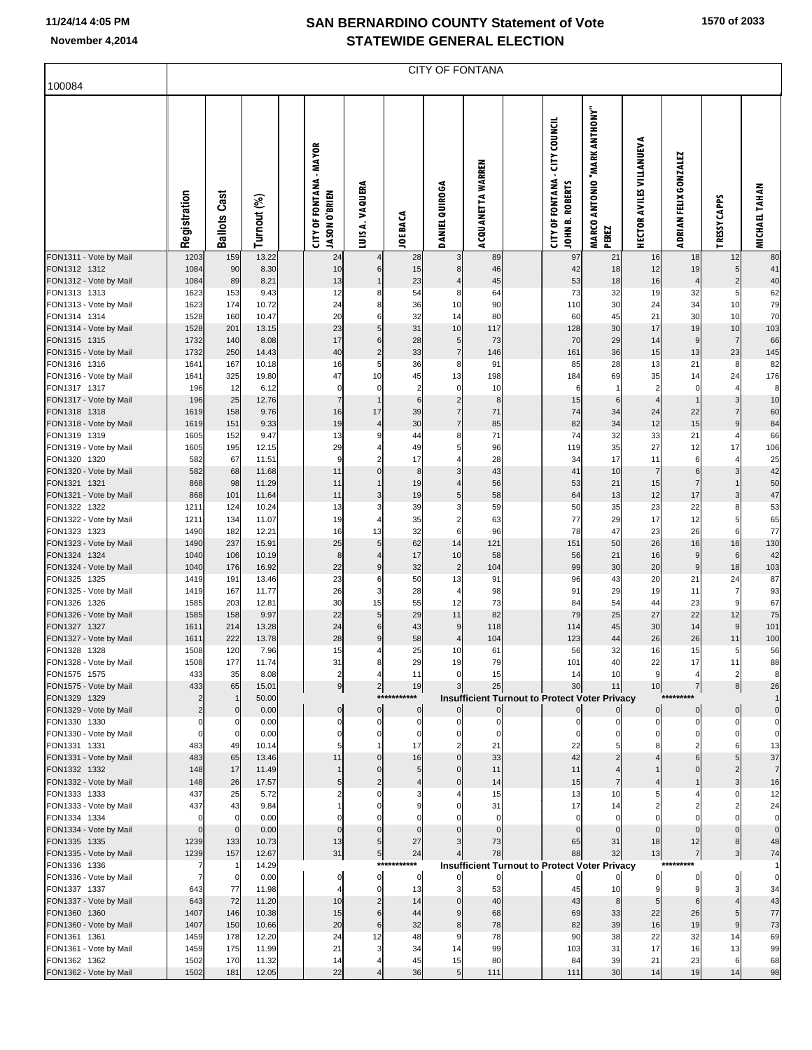# SAN BERNARDINO COUNTY Statement of Vote
## STATEWIDE GENERAL ELECTION

November 4,2014

100084

CITY OF FONTANA

| | Registration | Ballots Cast | Turnout (%) | | CITY OF FONTANA - MAYOR JASON O'BRIEN | LUIS A. VAQUERA | JOE BACA | DANIEL QUIROGA | ACQUANETTA WARREN | | CITY OF FONTANA - CITY COUNCIL JOHN B. ROBERTS | MARCO ANTONIO "MARK ANTHONY" PEREZ | HECTOR AVILES VILLANUEVA | ADRIAN FELIX GONZALEZ | TRESSY CAPPS | MICHAEL TAHAN |
|---|---|---|---|---|---|---|---|---|---|---|---|---|---|---|---|---|
| FON1311 - Vote by Mail | 1203 | 159 | 13.22 | | 24 | 4 | 28 | 3 | 89 | | 97 | 21 | 16 | 18 | 12 | 80 |
| FON1312 1312 | 1084 | 90 | 8.30 | | 10 | 6 | 15 | 8 | 46 | | 42 | 18 | 12 | 19 | 5 | 41 |
| FON1312 - Vote by Mail | 1084 | 89 | 8.21 | | 13 | 1 | 23 | 4 | 45 | | 53 | 18 | 16 | 4 | 2 | 40 |
| FON1313 1313 | 1623 | 153 | 9.43 | | 12 | 8 | 54 | 8 | 64 | | 73 | 32 | 19 | 32 | 5 | 62 |
| FON1313 - Vote by Mail | 1623 | 174 | 10.72 | | 24 | 8 | 36 | 10 | 90 | | 110 | 30 | 24 | 34 | 10 | 79 |
| FON1314 1314 | 1528 | 160 | 10.47 | | 20 | 6 | 32 | 14 | 80 | | 60 | 45 | 21 | 30 | 10 | 70 |
| FON1314 - Vote by Mail | 1528 | 201 | 13.15 | | 23 | 5 | 31 | 10 | 117 | | 128 | 30 | 17 | 19 | 10 | 103 |
| FON1315 1315 | 1732 | 140 | 8.08 | | 17 | 6 | 28 | 5 | 73 | | 70 | 29 | 14 | 9 | 7 | 66 |
| FON1315 - Vote by Mail | 1732 | 250 | 14.43 | | 40 | 2 | 33 | 7 | 146 | | 161 | 36 | 15 | 13 | 23 | 145 |
| FON1316 1316 | 1641 | 167 | 10.18 | | 16 | 5 | 36 | 8 | 91 | | 85 | 28 | 13 | 21 | 8 | 82 |
| FON1316 - Vote by Mail | 1641 | 325 | 19.80 | | 47 | 10 | 45 | 13 | 198 | | 184 | 69 | 35 | 14 | 24 | 176 |
| FON1317 1317 | 196 | 12 | 6.12 | | 0 | 0 | 2 | 0 | 10 | | 6 | 1 | 2 | 0 | 4 | 8 |
| FON1317 - Vote by Mail | 196 | 25 | 12.76 | | 7 | 1 | 6 | 2 | 8 | | 15 | 6 | 4 | 1 | 3 | 10 |
| FON1318 1318 | 1619 | 158 | 9.76 | | 16 | 17 | 39 | 7 | 71 | | 74 | 34 | 24 | 22 | 7 | 60 |
| FON1318 - Vote by Mail | 1619 | 151 | 9.33 | | 19 | 4 | 30 | 7 | 85 | | 82 | 34 | 12 | 15 | 9 | 84 |
| FON1319 1319 | 1605 | 152 | 9.47 | | 13 | 9 | 44 | 8 | 71 | | 74 | 32 | 33 | 21 | 4 | 66 |
| FON1319 - Vote by Mail | 1605 | 195 | 12.15 | | 29 | 4 | 49 | 5 | 96 | | 119 | 35 | 27 | 12 | 17 | 106 |
| FON1320 1320 | 582 | 67 | 11.51 | | 9 | 2 | 17 | 4 | 28 | | 34 | 17 | 11 | 6 | 4 | 25 |
| FON1320 - Vote by Mail | 582 | 68 | 11.68 | | 11 | 0 | 8 | 3 | 43 | | 41 | 10 | 7 | 6 | 3 | 42 |
| FON1321 1321 | 868 | 98 | 11.29 | | 11 | 1 | 19 | 4 | 56 | | 53 | 21 | 15 | 7 | 1 | 50 |
| FON1321 - Vote by Mail | 868 | 101 | 11.64 | | 11 | 3 | 19 | 5 | 58 | | 64 | 13 | 12 | 17 | 3 | 47 |
| FON1322 1322 | 1211 | 124 | 10.24 | | 13 | 3 | 39 | 3 | 59 | | 50 | 35 | 23 | 22 | 8 | 53 |
| FON1322 - Vote by Mail | 1211 | 134 | 11.07 | | 19 | 4 | 35 | 2 | 63 | | 77 | 29 | 17 | 12 | 5 | 65 |
| FON1323 1323 | 1490 | 182 | 12.21 | | 16 | 13 | 32 | 6 | 96 | | 78 | 47 | 23 | 26 | 6 | 77 |
| FON1323 - Vote by Mail | 1490 | 237 | 15.91 | | 25 | 5 | 62 | 14 | 121 | | 151 | 50 | 26 | 16 | 16 | 130 |
| FON1324 1324 | 1040 | 106 | 10.19 | | 8 | 4 | 17 | 10 | 58 | | 56 | 21 | 16 | 9 | 6 | 42 |
| FON1324 - Vote by Mail | 1040 | 176 | 16.92 | | 22 | 9 | 32 | 2 | 104 | | 99 | 30 | 20 | 9 | 18 | 103 |
| FON1325 1325 | 1419 | 191 | 13.46 | | 23 | 6 | 50 | 13 | 91 | | 96 | 43 | 20 | 21 | 24 | 87 |
| FON1325 - Vote by Mail | 1419 | 167 | 11.77 | | 26 | 3 | 28 | 4 | 98 | | 91 | 29 | 19 | 11 | 7 | 93 |
| FON1326 1326 | 1585 | 203 | 12.81 | | 30 | 15 | 55 | 12 | 73 | | 84 | 54 | 44 | 23 | 9 | 67 |
| FON1326 - Vote by Mail | 1585 | 158 | 9.97 | | 22 | 5 | 29 | 11 | 82 | | 79 | 25 | 27 | 22 | 12 | 75 |
| FON1327 1327 | 1611 | 214 | 13.28 | | 24 | 6 | 43 | 9 | 118 | | 114 | 45 | 30 | 14 | 9 | 101 |
| FON1327 - Vote by Mail | 1611 | 222 | 13.78 | | 28 | 9 | 58 | 4 | 104 | | 123 | 44 | 26 | 26 | 11 | 100 |
| FON1328 1328 | 1508 | 120 | 7.96 | | 15 | 4 | 25 | 10 | 61 | | 56 | 32 | 16 | 15 | 5 | 56 |
| FON1328 - Vote by Mail | 1508 | 177 | 11.74 | | 31 | 8 | 29 | 19 | 79 | | 101 | 40 | 22 | 17 | 11 | 88 |
| FON1575 1575 | 433 | 35 | 8.08 | | 2 | 4 | 11 | 0 | 15 | | 14 | 10 | 9 | 4 | 2 | 8 |
| FON1575 - Vote by Mail | 433 | 65 | 15.01 | | 9 | 2 | 19 | 3 | 25 | | 30 | 11 | 10 | 7 | 8 | 26 |
| FON1329 1329 | 2 | 1 | 50.00 | | | | *********** | Insufficient Turnout to Protect Voter Privacy | | | | | | ********* | | 1 |
| FON1329 - Vote by Mail | 2 | 0 | 0.00 | | 0 | 0 | 0 | 0 | 0 | | 0 | 0 | 0 | 0 | 0 | 0 |
| FON1330 1330 | 0 | 0 | 0.00 | | 0 | 0 | 0 | 0 | 0 | | 0 | 0 | 0 | 0 | 0 | 0 |
| FON1330 - Vote by Mail | 0 | 0 | 0.00 | | 0 | 0 | 0 | 0 | 0 | | 0 | 0 | 0 | 0 | 0 | 0 |
| FON1331 1331 | 483 | 49 | 10.14 | | 5 | 1 | 17 | 2 | 21 | | 22 | 5 | 8 | 2 | 6 | 13 |
| FON1331 - Vote by Mail | 483 | 65 | 13.46 | | 11 | 0 | 16 | 0 | 33 | | 42 | 2 | 4 | 6 | 5 | 37 |
| FON1332 1332 | 148 | 17 | 11.49 | | 1 | 0 | 5 | 0 | 11 | | 11 | 4 | 1 | 0 | 2 | 7 |
| FON1332 - Vote by Mail | 148 | 26 | 17.57 | | 5 | 2 | 4 | 0 | 14 | | 15 | 7 | 4 | 1 | 3 | 16 |
| FON1333 1333 | 437 | 25 | 5.72 | | 2 | 0 | 3 | 4 | 15 | | 13 | 10 | 5 | 4 | 0 | 12 |
| FON1333 - Vote by Mail | 437 | 43 | 9.84 | | 1 | 0 | 9 | 0 | 31 | | 17 | 14 | 2 | 2 | 2 | 24 |
| FON1334 1334 | 0 | 0 | 0.00 | | 0 | 0 | 0 | 0 | 0 | | 0 | 0 | 0 | 0 | 0 | 0 |
| FON1334 - Vote by Mail | 0 | 0 | 0.00 | | 0 | 0 | 0 | 0 | 0 | | 0 | 0 | 0 | 0 | 0 | 0 |
| FON1335 1335 | 1239 | 133 | 10.73 | | 13 | 5 | 27 | 3 | 73 | | 65 | 31 | 18 | 12 | 8 | 48 |
| FON1335 - Vote by Mail | 1239 | 157 | 12.67 | | 31 | 5 | 24 | 4 | 78 | | 88 | 32 | 13 | 7 | 3 | 74 |
| FON1336 1336 | 7 | 1 | 14.29 | | | | *********** | Insufficient Turnout to Protect Voter Privacy | | | | | | ********* | | 1 |
| FON1336 - Vote by Mail | 7 | 0 | 0.00 | | 0 | 0 | 0 | 0 | 0 | | 0 | 0 | 0 | 0 | 0 | 0 |
| FON1337 1337 | 643 | 77 | 11.98 | | 4 | 0 | 13 | 3 | 53 | | 45 | 10 | 9 | 9 | 3 | 34 |
| FON1337 - Vote by Mail | 643 | 72 | 11.20 | | 10 | 2 | 14 | 0 | 40 | | 43 | 8 | 5 | 6 | 4 | 43 |
| FON1360 1360 | 1407 | 146 | 10.38 | | 15 | 6 | 44 | 9 | 68 | | 69 | 33 | 22 | 26 | 5 | 77 |
| FON1360 - Vote by Mail | 1407 | 150 | 10.66 | | 20 | 6 | 32 | 8 | 78 | | 82 | 39 | 16 | 19 | 9 | 73 |
| FON1361 1361 | 1459 | 178 | 12.20 | | 24 | 12 | 48 | 9 | 78 | | 90 | 38 | 22 | 32 | 14 | 69 |
| FON1361 - Vote by Mail | 1459 | 175 | 11.99 | | 21 | 3 | 34 | 14 | 99 | | 103 | 31 | 17 | 16 | 13 | 99 |
| FON1362 1362 | 1502 | 170 | 11.32 | | 14 | 4 | 45 | 15 | 80 | | 84 | 39 | 21 | 23 | 6 | 68 |
| FON1362 - Vote by Mail | 1502 | 181 | 12.05 | | 22 | 4 | 36 | 5 | 111 | | 111 | 30 | 14 | 19 | 14 | 98 |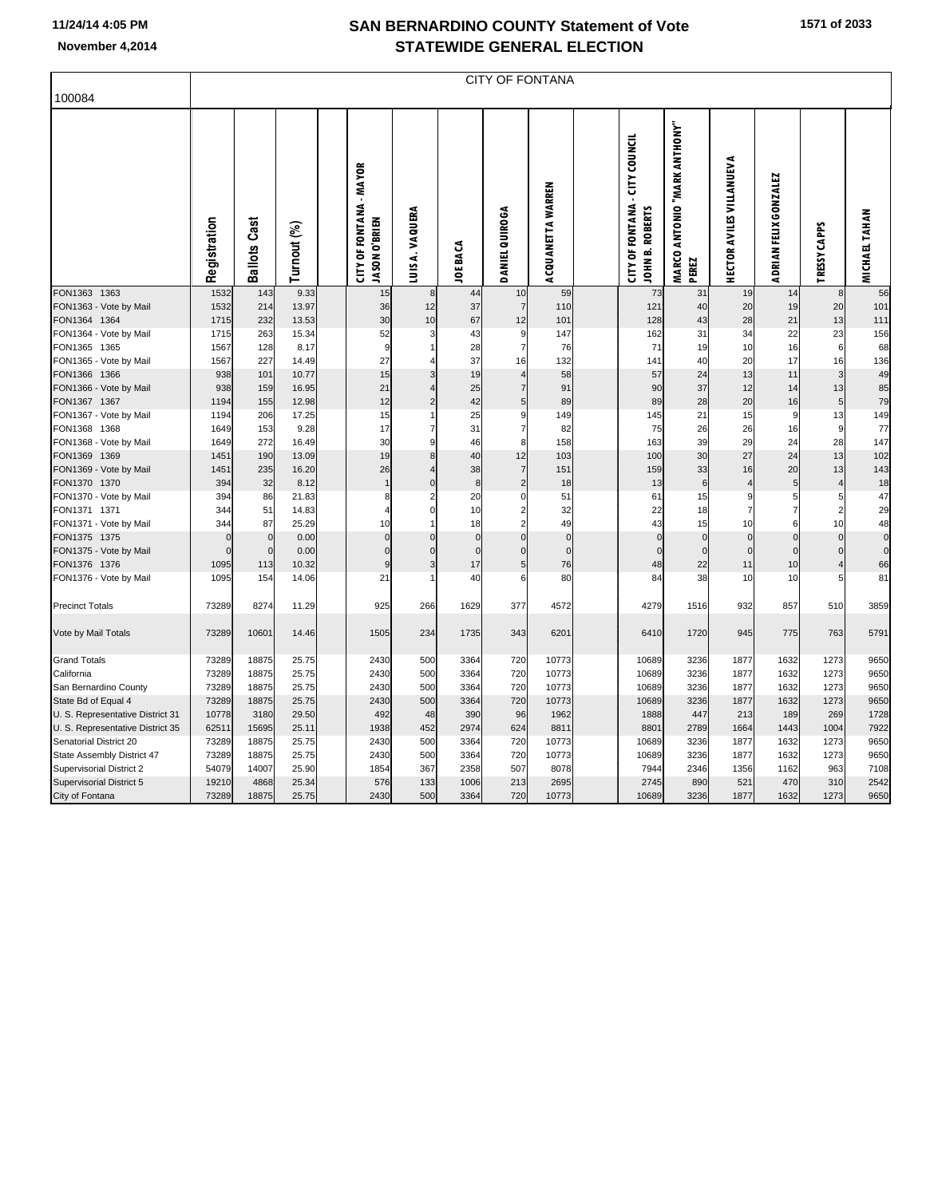# SAN BERNARDINO COUNTY Statement of Vote

## STATEWIDE GENERAL ELECTION

11/24/14 4:05 PM

November 4,2014

100084

CITY OF FONTANA

| | Registration | Ballots Cast | Turnout (%) | | CITY OF FONTANA - MAYOR JASON O'BRIEN | LUIS A. VAQUERA | JOE BACA | DANIEL QUIROGA | ACQUANETTA WARREN | | CITY OF FONTANA - CITY COUNCIL JOHN B. ROBERTS | MARCO ANTONIO "MARK ANTHONY" PEREZ | HECTOR AVILES VILLANUEVA | ADRIAN FELIX GONZALEZ | TRESSY CAPPS | MICHAEL TAHAN |
|---|---|---|---|---|---|---|---|---|---|---|---|---|---|---|---|---|
| FON1363 1363 | 1532 | 143 | 9.33 | | 15 | 8 | 44 | 10 | 59 | | 73 | 31 | 19 | 14 | 8 | 56 |
| FON1363 - Vote by Mail | 1532 | 214 | 13.97 | | 36 | 12 | 37 | 7 | 110 | | 121 | 40 | 20 | 19 | 20 | 101 |
| FON1364 1364 | 1715 | 232 | 13.53 | | 30 | 10 | 67 | 12 | 101 | | 128 | 43 | 28 | 21 | 13 | 111 |
| FON1364 - Vote by Mail | 1715 | 263 | 15.34 | | 52 | 3 | 43 | 9 | 147 | | 162 | 31 | 34 | 22 | 23 | 156 |
| FON1365 1365 | 1567 | 128 | 8.17 | | 9 | 1 | 28 | 7 | 76 | | 71 | 19 | 10 | 16 | 6 | 68 |
| FON1365 - Vote by Mail | 1567 | 227 | 14.49 | | 27 | 4 | 37 | 16 | 132 | | 141 | 40 | 20 | 17 | 16 | 136 |
| FON1366 1366 | 938 | 101 | 10.77 | | 15 | 3 | 19 | 4 | 58 | | 57 | 24 | 13 | 11 | 3 | 49 |
| FON1366 - Vote by Mail | 938 | 159 | 16.95 | | 21 | 4 | 25 | 7 | 91 | | 90 | 37 | 12 | 14 | 13 | 85 |
| FON1367 1367 | 1194 | 155 | 12.98 | | 12 | 2 | 42 | 5 | 89 | | 89 | 28 | 20 | 16 | 5 | 79 |
| FON1367 - Vote by Mail | 1194 | 206 | 17.25 | | 15 | 1 | 25 | 9 | 149 | | 145 | 21 | 15 | 9 | 13 | 149 |
| FON1368 1368 | 1649 | 153 | 9.28 | | 17 | 7 | 31 | 7 | 82 | | 75 | 26 | 26 | 16 | 9 | 77 |
| FON1368 - Vote by Mail | 1649 | 272 | 16.49 | | 30 | 9 | 46 | 8 | 158 | | 163 | 39 | 29 | 24 | 28 | 147 |
| FON1369 1369 | 1451 | 190 | 13.09 | | 19 | 8 | 40 | 12 | 103 | | 100 | 30 | 27 | 24 | 13 | 102 |
| FON1369 - Vote by Mail | 1451 | 235 | 16.20 | | 26 | 4 | 38 | 7 | 151 | | 159 | 33 | 16 | 20 | 13 | 143 |
| FON1370 1370 | 394 | 32 | 8.12 | | 1 | 0 | 8 | 2 | 18 | | 13 | 6 | 4 | 5 | 4 | 18 |
| FON1370 - Vote by Mail | 394 | 86 | 21.83 | | 8 | 2 | 20 | 0 | 51 | | 61 | 15 | 9 | 5 | 5 | 47 |
| FON1371 1371 | 344 | 51 | 14.83 | | 4 | 0 | 10 | 2 | 32 | | 22 | 18 | 7 | 7 | 2 | 29 |
| FON1371 - Vote by Mail | 344 | 87 | 25.29 | | 10 | 1 | 18 | 2 | 49 | | 43 | 15 | 10 | 6 | 10 | 48 |
| FON1375 1375 | 0 | 0 | 0.00 | | 0 | 0 | 0 | 0 | 0 | | 0 | 0 | 0 | 0 | 0 | 0 |
| FON1375 - Vote by Mail | 0 | 0 | 0.00 | | 0 | 0 | 0 | 0 | 0 | | 0 | 0 | 0 | 0 | 0 | 0 |
| FON1376 1376 | 1095 | 113 | 10.32 | | 9 | 3 | 17 | 5 | 76 | | 48 | 22 | 11 | 10 | 4 | 66 |
| FON1376 - Vote by Mail | 1095 | 154 | 14.06 | | 21 | 1 | 40 | 6 | 80 | | 84 | 38 | 10 | 10 | 5 | 81 |
| Precinct Totals | 73289 | 8274 | 11.29 | | 925 | 266 | 1629 | 377 | 4572 | | 4279 | 1516 | 932 | 857 | 510 | 3859 |
| Vote by Mail Totals | 73289 | 10601 | 14.46 | | 1505 | 234 | 1735 | 343 | 6201 | | 6410 | 1720 | 945 | 775 | 763 | 5791 |
| Grand Totals | 73289 | 18875 | 25.75 | | 2430 | 500 | 3364 | 720 | 10773 | | 10689 | 3236 | 1877 | 1632 | 1273 | 9650 |
| California | 73289 | 18875 | 25.75 | | 2430 | 500 | 3364 | 720 | 10773 | | 10689 | 3236 | 1877 | 1632 | 1273 | 9650 |
| San Bernardino County | 73289 | 18875 | 25.75 | | 2430 | 500 | 3364 | 720 | 10773 | | 10689 | 3236 | 1877 | 1632 | 1273 | 9650 |
| State Bd of Equal 4 | 73289 | 18875 | 25.75 | | 2430 | 500 | 3364 | 720 | 10773 | | 10689 | 3236 | 1877 | 1632 | 1273 | 9650 |
| U. S. Representative District 31 | 10778 | 3180 | 29.50 | | 492 | 48 | 390 | 96 | 1962 | | 1888 | 447 | 213 | 189 | 269 | 1728 |
| U. S. Representative District 35 | 62511 | 15695 | 25.11 | | 1938 | 452 | 2974 | 624 | 8811 | | 8801 | 2789 | 1664 | 1443 | 1004 | 7922 |
| Senatorial District 20 | 73289 | 18875 | 25.75 | | 2430 | 500 | 3364 | 720 | 10773 | | 10689 | 3236 | 1877 | 1632 | 1273 | 9650 |
| State Assembly District 47 | 73289 | 18875 | 25.75 | | 2430 | 500 | 3364 | 720 | 10773 | | 10689 | 3236 | 1877 | 1632 | 1273 | 9650 |
| Supervisorial District 2 | 54079 | 14007 | 25.90 | | 1854 | 367 | 2358 | 507 | 8078 | | 7944 | 2346 | 1356 | 1162 | 963 | 7108 |
| Supervisorial District 5 | 19210 | 4868 | 25.34 | | 576 | 133 | 1006 | 213 | 2695 | | 2745 | 890 | 521 | 470 | 310 | 2542 |
| City of Fontana | 73289 | 18875 | 25.75 | | 2430 | 500 | 3364 | 720 | 10773 | | 10689 | 3236 | 1877 | 1632 | 1273 | 9650 |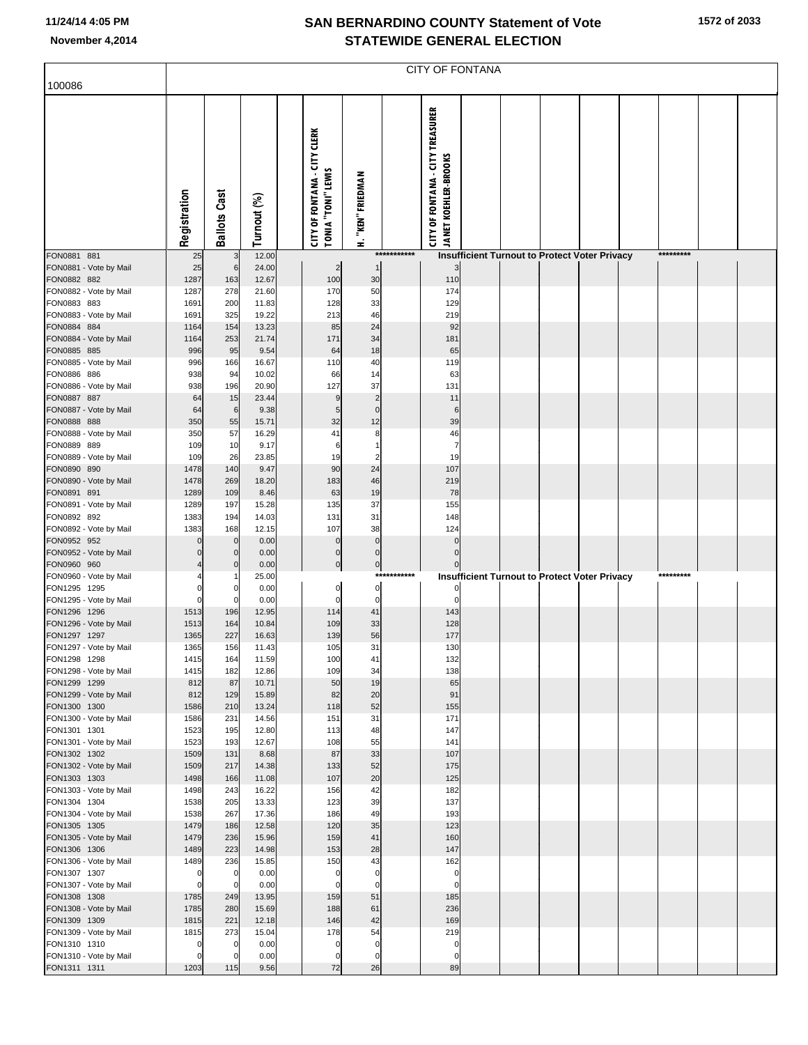# SAN BERNARDINO COUNTY Statement of Vote
## STATEWIDE GENERAL ELECTION

November 4,2014

100086

CITY OF FONTANA

| | Registration | Ballots Cast | Turnout (%) | | CITY OF FONTANA - CITY CLERK TONIA "TONI" LEWIS | H. "KEN" FRIEDMAN | | CITY OF FONTANA - CITY TREASURER JANET KOEHLER-BROOKS |
|---|---|---|---|---|---|---|---|---|
| FON0881 881 | 25 | 3 | 12.00 | | | | *********** | Insufficient Turnout to Protect Voter Privacy ********* |
| FON0881 - Vote by Mail | 25 | 6 | 24.00 | | 2 | 1 | | 3 |
| FON0882 882 | 1287 | 163 | 12.67 | | 100 | 30 | | 110 |
| FON0882 - Vote by Mail | 1287 | 278 | 21.60 | | 170 | 50 | | 174 |
| FON0883 883 | 1691 | 200 | 11.83 | | 128 | 33 | | 129 |
| FON0883 - Vote by Mail | 1691 | 325 | 19.22 | | 213 | 46 | | 219 |
| FON0884 884 | 1164 | 154 | 13.23 | | 85 | 24 | | 92 |
| FON0884 - Vote by Mail | 1164 | 253 | 21.74 | | 171 | 34 | | 181 |
| FON0885 885 | 996 | 95 | 9.54 | | 64 | 18 | | 65 |
| FON0885 - Vote by Mail | 996 | 166 | 16.67 | | 110 | 40 | | 119 |
| FON0886 886 | 938 | 94 | 10.02 | | 66 | 14 | | 63 |
| FON0886 - Vote by Mail | 938 | 196 | 20.90 | | 127 | 37 | | 131 |
| FON0887 887 | 64 | 15 | 23.44 | | 9 | 2 | | 11 |
| FON0887 - Vote by Mail | 64 | 6 | 9.38 | | 5 | 0 | | 6 |
| FON0888 888 | 350 | 55 | 15.71 | | 32 | 12 | | 39 |
| FON0888 - Vote by Mail | 350 | 57 | 16.29 | | 41 | 8 | | 46 |
| FON0889 889 | 109 | 10 | 9.17 | | 6 | 1 | | 7 |
| FON0889 - Vote by Mail | 109 | 26 | 23.85 | | 19 | 2 | | 19 |
| FON0890 890 | 1478 | 140 | 9.47 | | 90 | 24 | | 107 |
| FON0890 - Vote by Mail | 1478 | 269 | 18.20 | | 183 | 46 | | 219 |
| FON0891 891 | 1289 | 109 | 8.46 | | 63 | 19 | | 78 |
| FON0891 - Vote by Mail | 1289 | 197 | 15.28 | | 135 | 37 | | 155 |
| FON0892 892 | 1383 | 194 | 14.03 | | 131 | 31 | | 148 |
| FON0892 - Vote by Mail | 1383 | 168 | 12.15 | | 107 | 38 | | 124 |
| FON0952 952 | 0 | 0 | 0.00 | | 0 | 0 | | 0 |
| FON0952 - Vote by Mail | 0 | 0 | 0.00 | | 0 | 0 | | 0 |
| FON0960 960 | 4 | 0 | 0.00 | | 0 | 0 | | 0 |
| FON0960 - Vote by Mail | 4 | 1 | 25.00 | | | | *********** | Insufficient Turnout to Protect Voter Privacy ********* |
| FON1295 1295 | 0 | 0 | 0.00 | | 0 | 0 | | 0 |
| FON1295 - Vote by Mail | 0 | 0 | 0.00 | | 0 | 0 | | 0 |
| FON1296 1296 | 1513 | 196 | 12.95 | | 114 | 41 | | 143 |
| FON1296 - Vote by Mail | 1513 | 164 | 10.84 | | 109 | 33 | | 128 |
| FON1297 1297 | 1365 | 227 | 16.63 | | 139 | 56 | | 177 |
| FON1297 - Vote by Mail | 1365 | 156 | 11.43 | | 105 | 31 | | 130 |
| FON1298 1298 | 1415 | 164 | 11.59 | | 100 | 41 | | 132 |
| FON1298 - Vote by Mail | 1415 | 182 | 12.86 | | 109 | 34 | | 138 |
| FON1299 1299 | 812 | 87 | 10.71 | | 50 | 19 | | 65 |
| FON1299 - Vote by Mail | 812 | 129 | 15.89 | | 82 | 20 | | 91 |
| FON1300 1300 | 1586 | 210 | 13.24 | | 118 | 52 | | 155 |
| FON1300 - Vote by Mail | 1586 | 231 | 14.56 | | 151 | 31 | | 171 |
| FON1301 1301 | 1523 | 195 | 12.80 | | 113 | 48 | | 147 |
| FON1301 - Vote by Mail | 1523 | 193 | 12.67 | | 108 | 55 | | 141 |
| FON1302 1302 | 1509 | 131 | 8.68 | | 87 | 33 | | 107 |
| FON1302 - Vote by Mail | 1509 | 217 | 14.38 | | 133 | 52 | | 175 |
| FON1303 1303 | 1498 | 166 | 11.08 | | 107 | 20 | | 125 |
| FON1303 - Vote by Mail | 1498 | 243 | 16.22 | | 156 | 42 | | 182 |
| FON1304 1304 | 1538 | 205 | 13.33 | | 123 | 39 | | 137 |
| FON1304 - Vote by Mail | 1538 | 267 | 17.36 | | 186 | 49 | | 193 |
| FON1305 1305 | 1479 | 186 | 12.58 | | 120 | 35 | | 123 |
| FON1305 - Vote by Mail | 1479 | 236 | 15.96 | | 159 | 41 | | 160 |
| FON1306 1306 | 1489 | 223 | 14.98 | | 153 | 28 | | 147 |
| FON1306 - Vote by Mail | 1489 | 236 | 15.85 | | 150 | 43 | | 162 |
| FON1307 1307 | 0 | 0 | 0.00 | | 0 | 0 | | 0 |
| FON1307 - Vote by Mail | 0 | 0 | 0.00 | | 0 | 0 | | 0 |
| FON1308 1308 | 1785 | 249 | 13.95 | | 159 | 51 | | 185 |
| FON1308 - Vote by Mail | 1785 | 280 | 15.69 | | 188 | 61 | | 236 |
| FON1309 1309 | 1815 | 221 | 12.18 | | 146 | 42 | | 169 |
| FON1309 - Vote by Mail | 1815 | 273 | 15.04 | | 178 | 54 | | 219 |
| FON1310 1310 | 0 | 0 | 0.00 | | 0 | 0 | | 0 |
| FON1310 - Vote by Mail | 0 | 0 | 0.00 | | 0 | 0 | | 0 |
| FON1311 1311 | 1203 | 115 | 9.56 | | 72 | 26 | | 89 |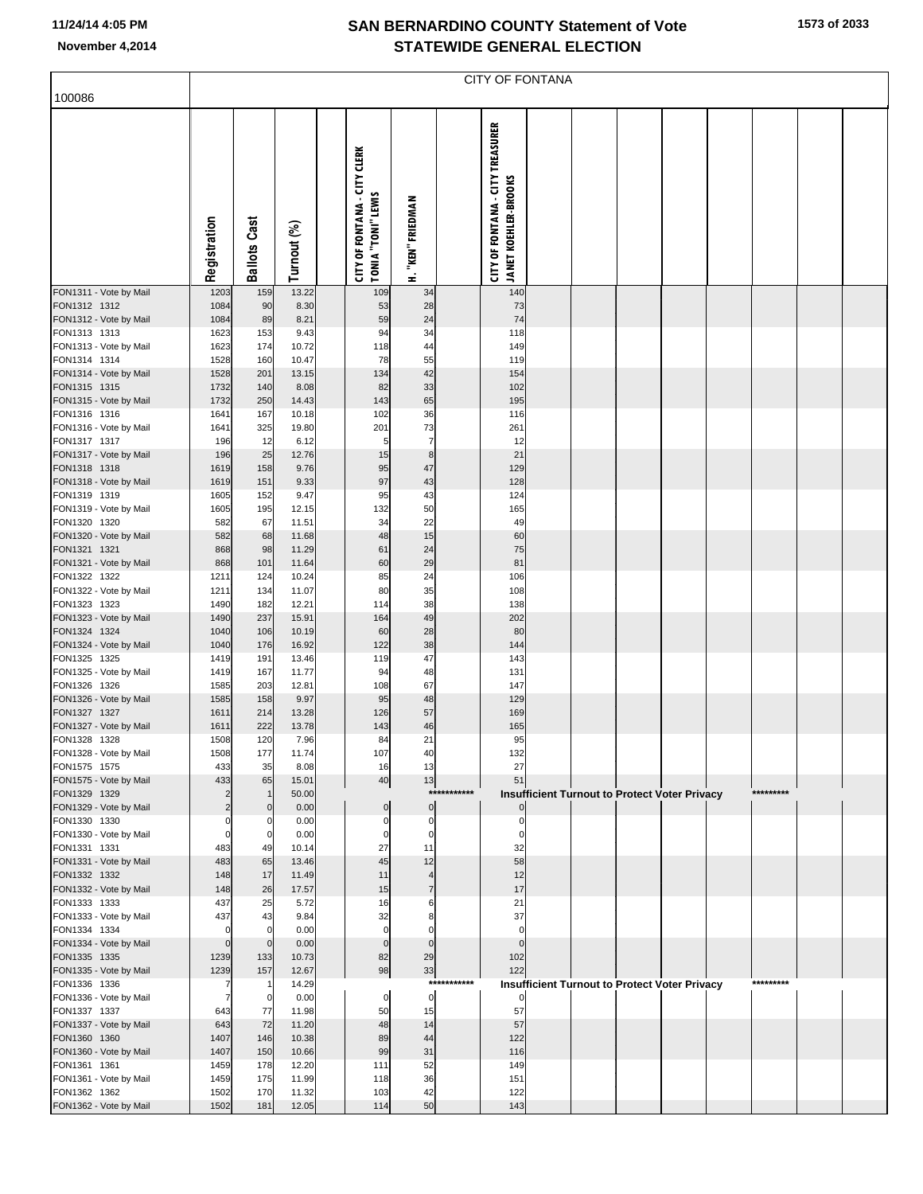# SAN BERNARDINO COUNTY Statement of Vote
# STATEWIDE GENERAL ELECTION

November 4,2014

100086

CITY OF FONTANA

| | Registration | Ballots Cast | Turnout (%) | | CITY OF FONTANA - CITY CLERK TONIA "TONI" LEWIS | H. "KEN" FRIEDMAN | | CITY OF FONTANA - CITY TREASURER JANET KOEHLER-BROOKS |
|---|---|---|---|---|---|---|---|---|
| FON1311 - Vote by Mail | 1203 | 159 | 13.22 | | 109 | 34 | | 140 |
| FON1312 1312 | 1084 | 90 | 8.30 | | 53 | 28 | | 73 |
| FON1312 - Vote by Mail | 1084 | 89 | 8.21 | | 59 | 24 | | 74 |
| FON1313 1313 | 1623 | 153 | 9.43 | | 94 | 34 | | 118 |
| FON1313 - Vote by Mail | 1623 | 174 | 10.72 | | 118 | 44 | | 149 |
| FON1314 1314 | 1528 | 160 | 10.47 | | 78 | 55 | | 119 |
| FON1314 - Vote by Mail | 1528 | 201 | 13.15 | | 134 | 42 | | 154 |
| FON1315 1315 | 1732 | 140 | 8.08 | | 82 | 33 | | 102 |
| FON1315 - Vote by Mail | 1732 | 250 | 14.43 | | 143 | 65 | | 195 |
| FON1316 1316 | 1641 | 167 | 10.18 | | 102 | 36 | | 116 |
| FON1316 - Vote by Mail | 1641 | 325 | 19.80 | | 201 | 73 | | 261 |
| FON1317 1317 | 196 | 12 | 6.12 | | 5 | 7 | | 12 |
| FON1317 - Vote by Mail | 196 | 25 | 12.76 | | 15 | 8 | | 21 |
| FON1318 1318 | 1619 | 158 | 9.76 | | 95 | 47 | | 129 |
| FON1318 - Vote by Mail | 1619 | 151 | 9.33 | | 97 | 43 | | 128 |
| FON1319 1319 | 1605 | 152 | 9.47 | | 95 | 43 | | 124 |
| FON1319 - Vote by Mail | 1605 | 195 | 12.15 | | 132 | 50 | | 165 |
| FON1320 1320 | 582 | 67 | 11.51 | | 34 | 22 | | 49 |
| FON1320 - Vote by Mail | 582 | 68 | 11.68 | | 48 | 15 | | 60 |
| FON1321 1321 | 868 | 98 | 11.29 | | 61 | 24 | | 75 |
| FON1321 - Vote by Mail | 868 | 101 | 11.64 | | 60 | 29 | | 81 |
| FON1322 1322 | 1211 | 124 | 10.24 | | 85 | 24 | | 106 |
| FON1322 - Vote by Mail | 1211 | 134 | 11.07 | | 80 | 35 | | 108 |
| FON1323 1323 | 1490 | 182 | 12.21 | | 114 | 38 | | 138 |
| FON1323 - Vote by Mail | 1490 | 237 | 15.91 | | 164 | 49 | | 202 |
| FON1324 1324 | 1040 | 106 | 10.19 | | 60 | 28 | | 80 |
| FON1324 - Vote by Mail | 1040 | 176 | 16.92 | | 122 | 38 | | 144 |
| FON1325 1325 | 1419 | 191 | 13.46 | | 119 | 47 | | 143 |
| FON1325 - Vote by Mail | 1419 | 167 | 11.77 | | 94 | 48 | | 131 |
| FON1326 1326 | 1585 | 203 | 12.81 | | 108 | 67 | | 147 |
| FON1326 - Vote by Mail | 1585 | 158 | 9.97 | | 95 | 48 | | 129 |
| FON1327 1327 | 1611 | 214 | 13.28 | | 126 | 57 | | 169 |
| FON1327 - Vote by Mail | 1611 | 222 | 13.78 | | 143 | 46 | | 165 |
| FON1328 1328 | 1508 | 120 | 7.96 | | 84 | 21 | | 95 |
| FON1328 - Vote by Mail | 1508 | 177 | 11.74 | | 107 | 40 | | 132 |
| FON1575 1575 | 433 | 35 | 8.08 | | 16 | 13 | | 27 |
| FON1575 - Vote by Mail | 433 | 65 | 15.01 | | 40 | 13 | | 51 |
| FON1329 1329 | 2 | 1 | 50.00 | | | | *********** | Insufficient Turnout to Protect Voter Privacy ********* |
| FON1329 - Vote by Mail | 2 | 0 | 0.00 | | 0 | 0 | | 0 |
| FON1330 1330 | 0 | 0 | 0.00 | | 0 | 0 | | 0 |
| FON1330 - Vote by Mail | 0 | 0 | 0.00 | | 0 | 0 | | 0 |
| FON1331 1331 | 483 | 49 | 10.14 | | 27 | 11 | | 32 |
| FON1331 - Vote by Mail | 483 | 65 | 13.46 | | 45 | 12 | | 58 |
| FON1332 1332 | 148 | 17 | 11.49 | | 11 | 4 | | 12 |
| FON1332 - Vote by Mail | 148 | 26 | 17.57 | | 15 | 7 | | 17 |
| FON1333 1333 | 437 | 25 | 5.72 | | 16 | 6 | | 21 |
| FON1333 - Vote by Mail | 437 | 43 | 9.84 | | 32 | 8 | | 37 |
| FON1334 1334 | 0 | 0 | 0.00 | | 0 | 0 | | 0 |
| FON1334 - Vote by Mail | 0 | 0 | 0.00 | | 0 | 0 | | 0 |
| FON1335 1335 | 1239 | 133 | 10.73 | | 82 | 29 | | 102 |
| FON1335 - Vote by Mail | 1239 | 157 | 12.67 | | 98 | 33 | | 122 |
| FON1336 1336 | 7 | 1 | 14.29 | | | | *********** | Insufficient Turnout to Protect Voter Privacy ********* |
| FON1336 - Vote by Mail | 7 | 0 | 0.00 | | 0 | 0 | | 0 |
| FON1337 1337 | 643 | 77 | 11.98 | | 50 | 15 | | 57 |
| FON1337 - Vote by Mail | 643 | 72 | 11.20 | | 48 | 14 | | 57 |
| FON1360 1360 | 1407 | 146 | 10.38 | | 89 | 44 | | 122 |
| FON1360 - Vote by Mail | 1407 | 150 | 10.66 | | 99 | 31 | | 116 |
| FON1361 1361 | 1459 | 178 | 12.20 | | 111 | 52 | | 149 |
| FON1361 - Vote by Mail | 1459 | 175 | 11.99 | | 118 | 36 | | 151 |
| FON1362 1362 | 1502 | 170 | 11.32 | | 103 | 42 | | 122 |
| FON1362 - Vote by Mail | 1502 | 181 | 12.05 | | 114 | 50 | | 143 |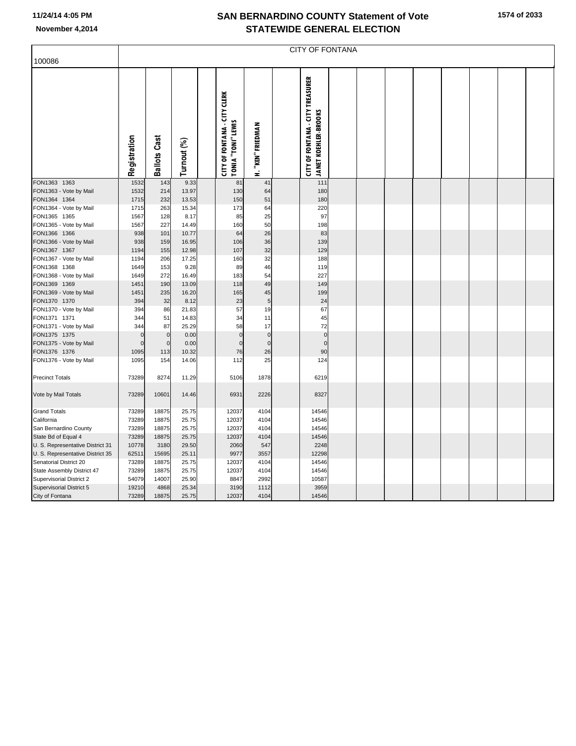# SAN BERNARDINO COUNTY Statement of Vote
## STATEWIDE GENERAL ELECTION

November 4,2014

| 100086 | CITY OF FONTANA | | | | | | | |
|---|---|---|---|---|---|---|---|---|
| | Registration | Ballots Cast | Turnout (%) | | CITY OF FONTANA - CITY CLERK TONIA "TONI" LEWIS | H. "KEN" FRIEDMAN | | CITY OF FONTANA - CITY TREASURER JANET KOEHLER-BROOKS |
| FON1363 1363 | 1532 | 143 | 9.33 | | 81 | 41 | | 111 |
| FON1363 - Vote by Mail | 1532 | 214 | 13.97 | | 130 | 64 | | 180 |
| FON1364 1364 | 1715 | 232 | 13.53 | | 150 | 51 | | 180 |
| FON1364 - Vote by Mail | 1715 | 263 | 15.34 | | 173 | 64 | | 220 |
| FON1365 1365 | 1567 | 128 | 8.17 | | 85 | 25 | | 97 |
| FON1365 - Vote by Mail | 1567 | 227 | 14.49 | | 160 | 50 | | 198 |
| FON1366 1366 | 938 | 101 | 10.77 | | 64 | 26 | | 83 |
| FON1366 - Vote by Mail | 938 | 159 | 16.95 | | 106 | 36 | | 139 |
| FON1367 1367 | 1194 | 155 | 12.98 | | 107 | 32 | | 129 |
| FON1367 - Vote by Mail | 1194 | 206 | 17.25 | | 160 | 32 | | 188 |
| FON1368 1368 | 1649 | 153 | 9.28 | | 89 | 46 | | 119 |
| FON1368 - Vote by Mail | 1649 | 272 | 16.49 | | 183 | 54 | | 227 |
| FON1369 1369 | 1451 | 190 | 13.09 | | 118 | 49 | | 149 |
| FON1369 - Vote by Mail | 1451 | 235 | 16.20 | | 165 | 45 | | 199 |
| FON1370 1370 | 394 | 32 | 8.12 | | 23 | 5 | | 24 |
| FON1370 - Vote by Mail | 394 | 86 | 21.83 | | 57 | 19 | | 67 |
| FON1371 1371 | 344 | 51 | 14.83 | | 34 | 11 | | 45 |
| FON1371 - Vote by Mail | 344 | 87 | 25.29 | | 58 | 17 | | 72 |
| FON1375 1375 | 0 | 0 | 0.00 | | 0 | 0 | | 0 |
| FON1375 - Vote by Mail | 0 | 0 | 0.00 | | 0 | 0 | | 0 |
| FON1376 1376 | 1095 | 113 | 10.32 | | 76 | 26 | | 90 |
| FON1376 - Vote by Mail | 1095 | 154 | 14.06 | | 112 | 25 | | 124 |
| Precinct Totals | 73289 | 8274 | 11.29 | | 5106 | 1878 | | 6219 |
| Vote by Mail Totals | 73289 | 10601 | 14.46 | | 6931 | 2226 | | 8327 |
| Grand Totals | 73289 | 18875 | 25.75 | | 12037 | 4104 | | 14546 |
| California | 73289 | 18875 | 25.75 | | 12037 | 4104 | | 14546 |
| San Bernardino County | 73289 | 18875 | 25.75 | | 12037 | 4104 | | 14546 |
| State Bd of Equal 4 | 73289 | 18875 | 25.75 | | 12037 | 4104 | | 14546 |
| U. S. Representative District 31 | 10778 | 3180 | 29.50 | | 2060 | 547 | | 2248 |
| U. S. Representative District 35 | 62511 | 15695 | 25.11 | | 9977 | 3557 | | 12298 |
| Senatorial District 20 | 73289 | 18875 | 25.75 | | 12037 | 4104 | | 14546 |
| State Assembly District 47 | 73289 | 18875 | 25.75 | | 12037 | 4104 | | 14546 |
| Supervisorial District 2 | 54079 | 14007 | 25.90 | | 8847 | 2992 | | 10587 |
| Supervisorial District 5 | 19210 | 4868 | 25.34 | | 3190 | 1112 | | 3959 |
| City of Fontana | 73289 | 18875 | 25.75 | | 12037 | 4104 | | 14546 |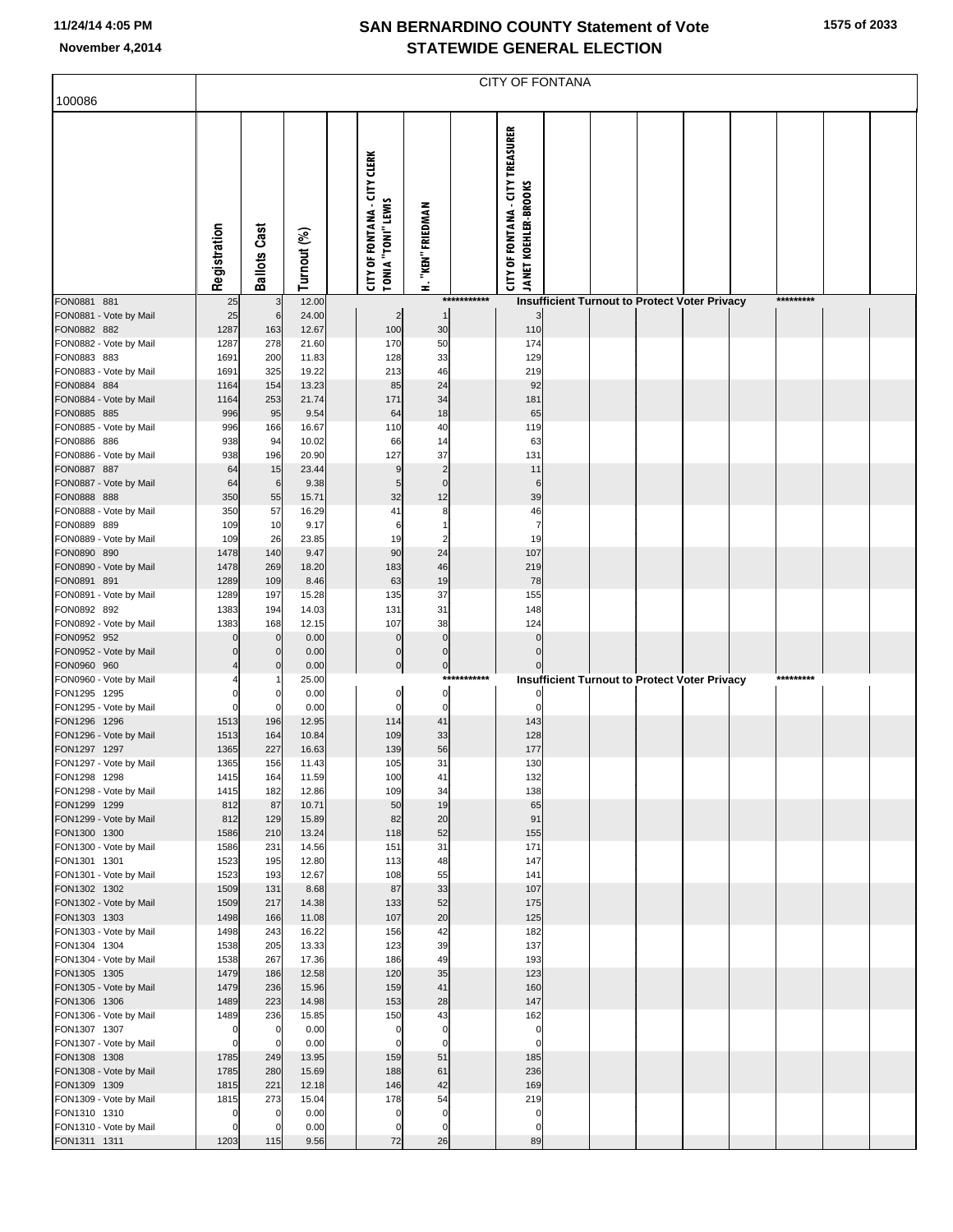# SAN BERNARDINO COUNTY Statement of Vote
## STATEWIDE GENERAL ELECTION

11/24/14 4:05 PM
November 4,2014

100086 — CITY OF FONTANA

| | Registration | Ballots Cast | Turnout (%) | | CITY OF FONTANA - CITY CLERK TONIA "TONI" LEWIS | H. "KEN" FRIEDMAN | | CITY OF FONTANA - CITY TREASURER JANET KOEHLER-BROOKS |
|---|---|---|---|---|---|---|---|---|
| FON0881 881 | 25 | 3 | 12.00 | | | | *********** | Insufficient Turnout to Protect Voter Privacy ********* |
| FON0881 - Vote by Mail | 25 | 6 | 24.00 | | 2 | 1 | | 3 |
| FON0882 882 | 1287 | 163 | 12.67 | | 100 | 30 | | 110 |
| FON0882 - Vote by Mail | 1287 | 278 | 21.60 | | 170 | 50 | | 174 |
| FON0883 883 | 1691 | 200 | 11.83 | | 128 | 33 | | 129 |
| FON0883 - Vote by Mail | 1691 | 325 | 19.22 | | 213 | 46 | | 219 |
| FON0884 884 | 1164 | 154 | 13.23 | | 85 | 24 | | 92 |
| FON0884 - Vote by Mail | 1164 | 253 | 21.74 | | 171 | 34 | | 181 |
| FON0885 885 | 996 | 95 | 9.54 | | 64 | 18 | | 65 |
| FON0885 - Vote by Mail | 996 | 166 | 16.67 | | 110 | 40 | | 119 |
| FON0886 886 | 938 | 94 | 10.02 | | 66 | 14 | | 63 |
| FON0886 - Vote by Mail | 938 | 196 | 20.90 | | 127 | 37 | | 131 |
| FON0887 887 | 64 | 15 | 23.44 | | 9 | 2 | | 11 |
| FON0887 - Vote by Mail | 64 | 6 | 9.38 | | 5 | 0 | | 6 |
| FON0888 888 | 350 | 55 | 15.71 | | 32 | 12 | | 39 |
| FON0888 - Vote by Mail | 350 | 57 | 16.29 | | 41 | 8 | | 46 |
| FON0889 889 | 109 | 10 | 9.17 | | 6 | 1 | | 7 |
| FON0889 - Vote by Mail | 109 | 26 | 23.85 | | 19 | 2 | | 19 |
| FON0890 890 | 1478 | 140 | 9.47 | | 90 | 24 | | 107 |
| FON0890 - Vote by Mail | 1478 | 269 | 18.20 | | 183 | 46 | | 219 |
| FON0891 891 | 1289 | 109 | 8.46 | | 63 | 19 | | 78 |
| FON0891 - Vote by Mail | 1289 | 197 | 15.28 | | 135 | 37 | | 155 |
| FON0892 892 | 1383 | 194 | 14.03 | | 131 | 31 | | 148 |
| FON0892 - Vote by Mail | 1383 | 168 | 12.15 | | 107 | 38 | | 124 |
| FON0952 952 | 0 | 0 | 0.00 | | 0 | 0 | | 0 |
| FON0952 - Vote by Mail | 0 | 0 | 0.00 | | 0 | 0 | | 0 |
| FON0960 960 | 4 | 0 | 0.00 | | 0 | 0 | | 0 |
| FON0960 - Vote by Mail | 4 | 1 | 25.00 | | | | *********** | Insufficient Turnout to Protect Voter Privacy ********* |
| FON1295 1295 | 0 | 0 | 0.00 | | 0 | 0 | | 0 |
| FON1295 - Vote by Mail | 0 | 0 | 0.00 | | 0 | 0 | | 0 |
| FON1296 1296 | 1513 | 196 | 12.95 | | 114 | 41 | | 143 |
| FON1296 - Vote by Mail | 1513 | 164 | 10.84 | | 109 | 33 | | 128 |
| FON1297 1297 | 1365 | 227 | 16.63 | | 139 | 56 | | 177 |
| FON1297 - Vote by Mail | 1365 | 156 | 11.43 | | 105 | 31 | | 130 |
| FON1298 1298 | 1415 | 164 | 11.59 | | 100 | 41 | | 132 |
| FON1298 - Vote by Mail | 1415 | 182 | 12.86 | | 109 | 34 | | 138 |
| FON1299 1299 | 812 | 87 | 10.71 | | 50 | 19 | | 65 |
| FON1299 - Vote by Mail | 812 | 129 | 15.89 | | 82 | 20 | | 91 |
| FON1300 1300 | 1586 | 210 | 13.24 | | 118 | 52 | | 155 |
| FON1300 - Vote by Mail | 1586 | 231 | 14.56 | | 151 | 31 | | 171 |
| FON1301 1301 | 1523 | 195 | 12.80 | | 113 | 48 | | 147 |
| FON1301 - Vote by Mail | 1523 | 193 | 12.67 | | 108 | 55 | | 141 |
| FON1302 1302 | 1509 | 131 | 8.68 | | 87 | 33 | | 107 |
| FON1302 - Vote by Mail | 1509 | 217 | 14.38 | | 133 | 52 | | 175 |
| FON1303 1303 | 1498 | 166 | 11.08 | | 107 | 20 | | 125 |
| FON1303 - Vote by Mail | 1498 | 243 | 16.22 | | 156 | 42 | | 182 |
| FON1304 1304 | 1538 | 205 | 13.33 | | 123 | 39 | | 137 |
| FON1304 - Vote by Mail | 1538 | 267 | 17.36 | | 186 | 49 | | 193 |
| FON1305 1305 | 1479 | 186 | 12.58 | | 120 | 35 | | 123 |
| FON1305 - Vote by Mail | 1479 | 236 | 15.96 | | 159 | 41 | | 160 |
| FON1306 1306 | 1489 | 223 | 14.98 | | 153 | 28 | | 147 |
| FON1306 - Vote by Mail | 1489 | 236 | 15.85 | | 150 | 43 | | 162 |
| FON1307 1307 | 0 | 0 | 0.00 | | 0 | 0 | | 0 |
| FON1307 - Vote by Mail | 0 | 0 | 0.00 | | 0 | 0 | | 0 |
| FON1308 1308 | 1785 | 249 | 13.95 | | 159 | 51 | | 185 |
| FON1308 - Vote by Mail | 1785 | 280 | 15.69 | | 188 | 61 | | 236 |
| FON1309 1309 | 1815 | 221 | 12.18 | | 146 | 42 | | 169 |
| FON1309 - Vote by Mail | 1815 | 273 | 15.04 | | 178 | 54 | | 219 |
| FON1310 1310 | 0 | 0 | 0.00 | | 0 | 0 | | 0 |
| FON1310 - Vote by Mail | 0 | 0 | 0.00 | | 0 | 0 | | 0 |
| FON1311 1311 | 1203 | 115 | 9.56 | | 72 | 26 | | 89 |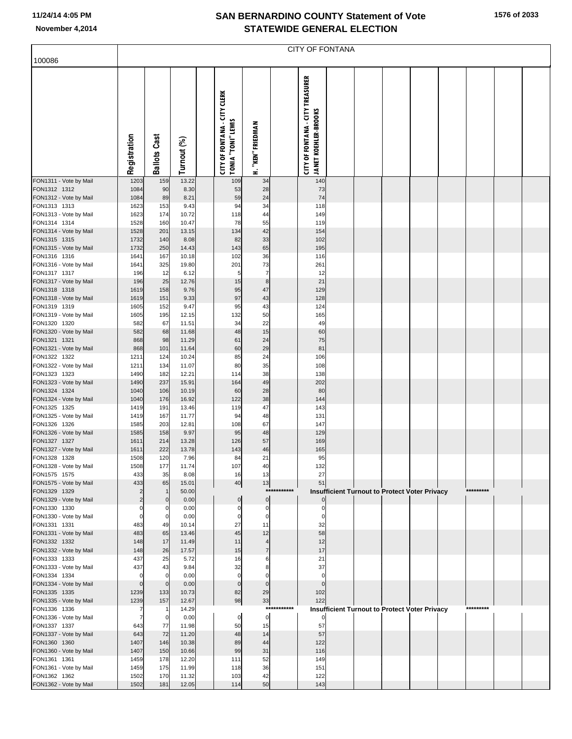# SAN BERNARDINO COUNTY Statement of Vote
# STATEWIDE GENERAL ELECTION

100086

CITY OF FONTANA

| | Registration | Ballots Cast | Turnout (%) | | CITY OF FONTANA - CITY CLERK TONIA "TONI" LEWIS | H. "KEN" FRIEDMAN | | CITY OF FONTANA - CITY TREASURER JANET KOEHLER-BROOKS |
|---|---|---|---|---|---|---|---|---|
| FON1311 - Vote by Mail | 1203 | 159 | 13.22 | | 109 | 34 | | 140 |
| FON1312 1312 | 1084 | 90 | 8.30 | | 53 | 28 | | 73 |
| FON1312 - Vote by Mail | 1084 | 89 | 8.21 | | 59 | 24 | | 74 |
| FON1313 1313 | 1623 | 153 | 9.43 | | 94 | 34 | | 118 |
| FON1313 - Vote by Mail | 1623 | 174 | 10.72 | | 118 | 44 | | 149 |
| FON1314 1314 | 1528 | 160 | 10.47 | | 78 | 55 | | 119 |
| FON1314 - Vote by Mail | 1528 | 201 | 13.15 | | 134 | 42 | | 154 |
| FON1315 1315 | 1732 | 140 | 8.08 | | 82 | 33 | | 102 |
| FON1315 - Vote by Mail | 1732 | 250 | 14.43 | | 143 | 65 | | 195 |
| FON1316 1316 | 1641 | 167 | 10.18 | | 102 | 36 | | 116 |
| FON1316 - Vote by Mail | 1641 | 325 | 19.80 | | 201 | 73 | | 261 |
| FON1317 1317 | 196 | 12 | 6.12 | | 5 | 7 | | 12 |
| FON1317 - Vote by Mail | 196 | 25 | 12.76 | | 15 | 8 | | 21 |
| FON1318 1318 | 1619 | 158 | 9.76 | | 95 | 47 | | 129 |
| FON1318 - Vote by Mail | 1619 | 151 | 9.33 | | 97 | 43 | | 128 |
| FON1319 1319 | 1605 | 152 | 9.47 | | 95 | 43 | | 124 |
| FON1319 - Vote by Mail | 1605 | 195 | 12.15 | | 132 | 50 | | 165 |
| FON1320 1320 | 582 | 67 | 11.51 | | 34 | 22 | | 49 |
| FON1320 - Vote by Mail | 582 | 68 | 11.68 | | 48 | 15 | | 60 |
| FON1321 1321 | 868 | 98 | 11.29 | | 61 | 24 | | 75 |
| FON1321 - Vote by Mail | 868 | 101 | 11.64 | | 60 | 29 | | 81 |
| FON1322 1322 | 1211 | 124 | 10.24 | | 85 | 24 | | 106 |
| FON1322 - Vote by Mail | 1211 | 134 | 11.07 | | 80 | 35 | | 108 |
| FON1323 1323 | 1490 | 182 | 12.21 | | 114 | 38 | | 138 |
| FON1323 - Vote by Mail | 1490 | 237 | 15.91 | | 164 | 49 | | 202 |
| FON1324 1324 | 1040 | 106 | 10.19 | | 60 | 28 | | 80 |
| FON1324 - Vote by Mail | 1040 | 176 | 16.92 | | 122 | 38 | | 144 |
| FON1325 1325 | 1419 | 191 | 13.46 | | 119 | 47 | | 143 |
| FON1325 - Vote by Mail | 1419 | 167 | 11.77 | | 94 | 48 | | 131 |
| FON1326 1326 | 1585 | 203 | 12.81 | | 108 | 67 | | 147 |
| FON1326 - Vote by Mail | 1585 | 158 | 9.97 | | 95 | 48 | | 129 |
| FON1327 1327 | 1611 | 214 | 13.28 | | 126 | 57 | | 169 |
| FON1327 - Vote by Mail | 1611 | 222 | 13.78 | | 143 | 46 | | 165 |
| FON1328 1328 | 1508 | 120 | 7.96 | | 84 | 21 | | 95 |
| FON1328 - Vote by Mail | 1508 | 177 | 11.74 | | 107 | 40 | | 132 |
| FON1575 1575 | 433 | 35 | 8.08 | | 16 | 13 | | 27 |
| FON1575 - Vote by Mail | 433 | 65 | 15.01 | | 40 | 13 | | 51 |
| FON1329 1329 | 2 | 1 | 50.00 | | | | *********** | Insufficient Turnout to Protect Voter Privacy ********* |
| FON1329 - Vote by Mail | 2 | 0 | 0.00 | | 0 | 0 | | 0 |
| FON1330 1330 | 0 | 0 | 0.00 | | 0 | 0 | | 0 |
| FON1330 - Vote by Mail | 0 | 0 | 0.00 | | 0 | 0 | | 0 |
| FON1331 1331 | 483 | 49 | 10.14 | | 27 | 11 | | 32 |
| FON1331 - Vote by Mail | 483 | 65 | 13.46 | | 45 | 12 | | 58 |
| FON1332 1332 | 148 | 17 | 11.49 | | 11 | 4 | | 12 |
| FON1332 - Vote by Mail | 148 | 26 | 17.57 | | 15 | 7 | | 17 |
| FON1333 1333 | 437 | 25 | 5.72 | | 16 | 6 | | 21 |
| FON1333 - Vote by Mail | 437 | 43 | 9.84 | | 32 | 8 | | 37 |
| FON1334 1334 | 0 | 0 | 0.00 | | 0 | 0 | | 0 |
| FON1334 - Vote by Mail | 0 | 0 | 0.00 | | 0 | 0 | | 0 |
| FON1335 1335 | 1239 | 133 | 10.73 | | 82 | 29 | | 102 |
| FON1335 - Vote by Mail | 1239 | 157 | 12.67 | | 98 | 33 | | 122 |
| FON1336 1336 | 7 | 1 | 14.29 | | | | *********** | Insufficient Turnout to Protect Voter Privacy ********* |
| FON1336 - Vote by Mail | 7 | 0 | 0.00 | | 0 | 0 | | 0 |
| FON1337 1337 | 643 | 77 | 11.98 | | 50 | 15 | | 57 |
| FON1337 - Vote by Mail | 643 | 72 | 11.20 | | 48 | 14 | | 57 |
| FON1360 1360 | 1407 | 146 | 10.38 | | 89 | 44 | | 122 |
| FON1360 - Vote by Mail | 1407 | 150 | 10.66 | | 99 | 31 | | 116 |
| FON1361 1361 | 1459 | 178 | 12.20 | | 111 | 52 | | 149 |
| FON1361 - Vote by Mail | 1459 | 175 | 11.99 | | 118 | 36 | | 151 |
| FON1362 1362 | 1502 | 170 | 11.32 | | 103 | 42 | | 122 |
| FON1362 - Vote by Mail | 1502 | 181 | 12.05 | | 114 | 50 | | 143 |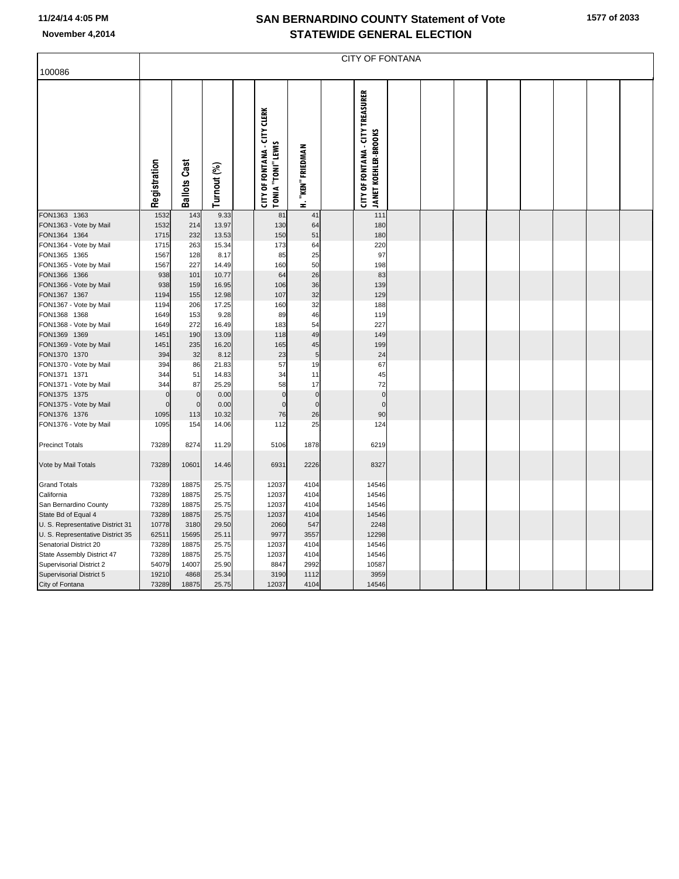# SAN BERNARDINO COUNTY Statement of Vote
## STATEWIDE GENERAL ELECTION

November 4,2014

| 100086 | CITY OF FONTANA | | | | | | | |
|---|---|---|---|---|---|---|---|---|
| | Registration | Ballots Cast | Turnout (%) | | CITY OF FONTANA - CITY CLERK TONIA "TONI" LEWIS | H. "KEN" FRIEDMAN | | CITY OF FONTANA - CITY TREASURER JANET KOEHLER-BROOKS |
| FON1363 1363 | 1532 | 143 | 9.33 | | 81 | 41 | | 111 |
| FON1363 - Vote by Mail | 1532 | 214 | 13.97 | | 130 | 64 | | 180 |
| FON1364 1364 | 1715 | 232 | 13.53 | | 150 | 51 | | 180 |
| FON1364 - Vote by Mail | 1715 | 263 | 15.34 | | 173 | 64 | | 220 |
| FON1365 1365 | 1567 | 128 | 8.17 | | 85 | 25 | | 97 |
| FON1365 - Vote by Mail | 1567 | 227 | 14.49 | | 160 | 50 | | 198 |
| FON1366 1366 | 938 | 101 | 10.77 | | 64 | 26 | | 83 |
| FON1366 - Vote by Mail | 938 | 159 | 16.95 | | 106 | 36 | | 139 |
| FON1367 1367 | 1194 | 155 | 12.98 | | 107 | 32 | | 129 |
| FON1367 - Vote by Mail | 1194 | 206 | 17.25 | | 160 | 32 | | 188 |
| FON1368 1368 | 1649 | 153 | 9.28 | | 89 | 46 | | 119 |
| FON1368 - Vote by Mail | 1649 | 272 | 16.49 | | 183 | 54 | | 227 |
| FON1369 1369 | 1451 | 190 | 13.09 | | 118 | 49 | | 149 |
| FON1369 - Vote by Mail | 1451 | 235 | 16.20 | | 165 | 45 | | 199 |
| FON1370 1370 | 394 | 32 | 8.12 | | 23 | 5 | | 24 |
| FON1370 - Vote by Mail | 394 | 86 | 21.83 | | 57 | 19 | | 67 |
| FON1371 1371 | 344 | 51 | 14.83 | | 34 | 11 | | 45 |
| FON1371 - Vote by Mail | 344 | 87 | 25.29 | | 58 | 17 | | 72 |
| FON1375 1375 | 0 | 0 | 0.00 | | 0 | 0 | | 0 |
| FON1375 - Vote by Mail | 0 | 0 | 0.00 | | 0 | 0 | | 0 |
| FON1376 1376 | 1095 | 113 | 10.32 | | 76 | 26 | | 90 |
| FON1376 - Vote by Mail | 1095 | 154 | 14.06 | | 112 | 25 | | 124 |
| Precinct Totals | 73289 | 8274 | 11.29 | | 5106 | 1878 | | 6219 |
| Vote by Mail Totals | 73289 | 10601 | 14.46 | | 6931 | 2226 | | 8327 |
| Grand Totals | 73289 | 18875 | 25.75 | | 12037 | 4104 | | 14546 |
| California | 73289 | 18875 | 25.75 | | 12037 | 4104 | | 14546 |
| San Bernardino County | 73289 | 18875 | 25.75 | | 12037 | 4104 | | 14546 |
| State Bd of Equal 4 | 73289 | 18875 | 25.75 | | 12037 | 4104 | | 14546 |
| U. S. Representative District 31 | 10778 | 3180 | 29.50 | | 2060 | 547 | | 2248 |
| U. S. Representative District 35 | 62511 | 15695 | 25.11 | | 9977 | 3557 | | 12298 |
| Senatorial District 20 | 73289 | 18875 | 25.75 | | 12037 | 4104 | | 14546 |
| State Assembly District 47 | 73289 | 18875 | 25.75 | | 12037 | 4104 | | 14546 |
| Supervisorial District 2 | 54079 | 14007 | 25.90 | | 8847 | 2992 | | 10587 |
| Supervisorial District 5 | 19210 | 4868 | 25.34 | | 3190 | 1112 | | 3959 |
| City of Fontana | 73289 | 18875 | 25.75 | | 12037 | 4104 | | 14546 |